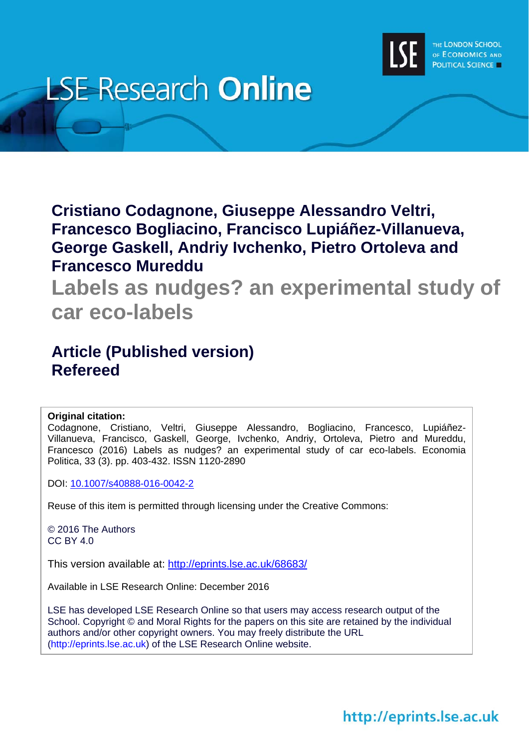LSE Research **Online**

THE LONDON SCHOOL OF ECONOMICS AND POLITICAL SCIENCE

**Cristiano Codagnone, Giuseppe Alessandro Veltri, Francesco Bogliacino, Francisco Lupiáñez-Villanueva, George Gaskell, Andriy Ivchenko, Pietro Ortoleva and Francesco Mureddu**

# Labels as nudges? an experimental study of car eco-labels

## Article (Published version)
## Refereed

**Original citation:**
Codagnone, Cristiano, Veltri, Giuseppe Alessandro, Bogliacino, Francesco, Lupiáñez-Villanueva, Francisco, Gaskell, George, Ivchenko, Andriy, Ortoleva, Pietro and Mureddu, Francesco (2016) Labels as nudges? an experimental study of car eco-labels. Economia Politica, 33 (3). pp. 403-432. ISSN 1120-2890

DOI: 10.1007/s40888-016-0042-2

Reuse of this item is permitted through licensing under the Creative Commons:

© 2016 The Authors
CC BY 4.0

This version available at: http://eprints.lse.ac.uk/68683/

Available in LSE Research Online: December 2016

LSE has developed LSE Research Online so that users may access research output of the School. Copyright © and Moral Rights for the papers on this site are retained by the individual authors and/or other copyright owners. You may freely distribute the URL (http://eprints.lse.ac.uk) of the LSE Research Online website.

http://eprints.lse.ac.uk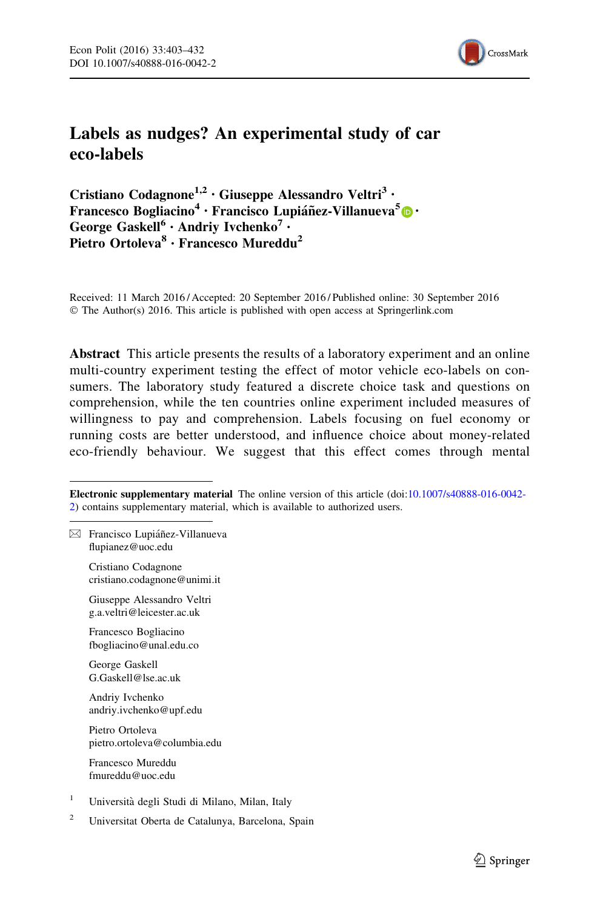# Labels as nudges? An experimental study of car eco-labels

**Cristiano Codagnone[1,2] · Giuseppe Alessandro Veltri[3] · Francesco Bogliacino[4] · Francisco Lupiáñez-Villanueva[5] · George Gaskell[6] · Andriy Ivchenko[7] · Pietro Ortoleva[8] · Francesco Mureddu[2]**

Received: 11 March 2016 / Accepted: 20 September 2016 / Published online: 30 September 2016
© The Author(s) 2016. This article is published with open access at Springerlink.com

**Abstract** This article presents the results of a laboratory experiment and an online multi-country experiment testing the effect of motor vehicle eco-labels on consumers. The laboratory study featured a discrete choice task and questions on comprehension, while the ten countries online experiment included measures of willingness to pay and comprehension. Labels focusing on fuel economy or running costs are better understood, and influence choice about money-related eco-friendly behaviour. We suggest that this effect comes through mental

---

**Electronic supplementary material** The online version of this article (doi:10.1007/s40888-016-0042-2) contains supplementary material, which is available to authorized users.

✉ Francisco Lupiáñez-Villanueva
flupianez@uoc.edu

Cristiano Codagnone
cristiano.codagnone@unimi.it

Giuseppe Alessandro Veltri
g.a.veltri@leicester.ac.uk

Francesco Bogliacino
fbogliacino@unal.edu.co

George Gaskell
G.Gaskell@lse.ac.uk

Andriy Ivchenko
andriy.ivchenko@upf.edu

Pietro Ortoleva
pietro.ortoleva@columbia.edu

Francesco Mureddu
fmureddu@uoc.edu

[1] Università degli Studi di Milano, Milan, Italy

[2] Universitat Oberta de Catalunya, Barcelona, Spain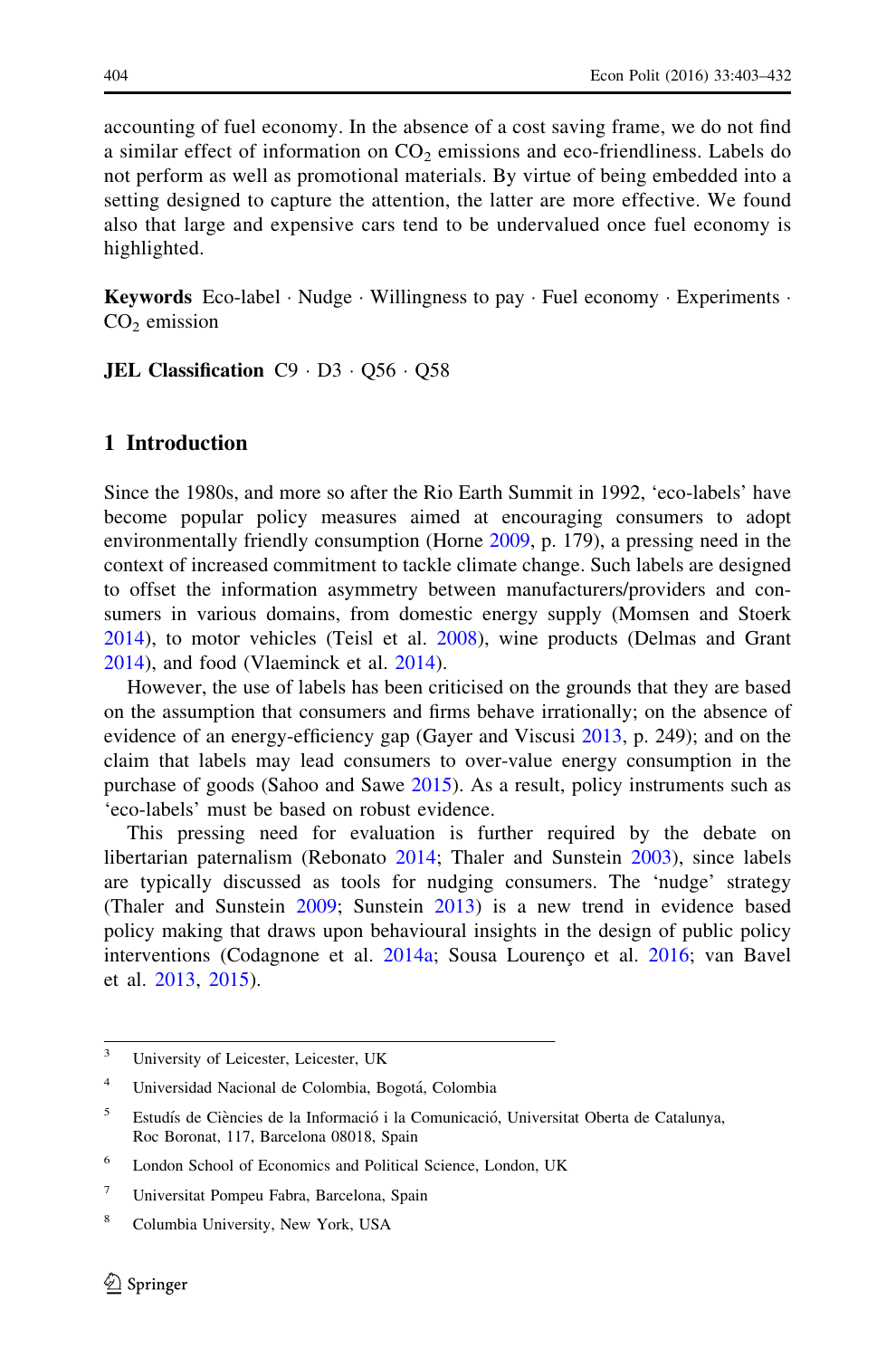accounting of fuel economy. In the absence of a cost saving frame, we do not find a similar effect of information on $CO_2$ emissions and eco-friendliness. Labels do not perform as well as promotional materials. By virtue of being embedded into a setting designed to capture the attention, the latter are more effective. We found also that large and expensive cars tend to be undervalued once fuel economy is highlighted.

**Keywords** Eco-label · Nudge · Willingness to pay · Fuel economy · Experiments · $CO_2$ emission

**JEL Classification** C9 · D3 · Q56 · Q58

## 1 Introduction

Since the 1980s, and more so after the Rio Earth Summit in 1992, 'eco-labels' have become popular policy measures aimed at encouraging consumers to adopt environmentally friendly consumption (Horne 2009, p. 179), a pressing need in the context of increased commitment to tackle climate change. Such labels are designed to offset the information asymmetry between manufacturers/providers and consumers in various domains, from domestic energy supply (Momsen and Stoerk 2014), to motor vehicles (Teisl et al. 2008), wine products (Delmas and Grant 2014), and food (Vlaeminck et al. 2014).

However, the use of labels has been criticised on the grounds that they are based on the assumption that consumers and firms behave irrationally; on the absence of evidence of an energy-efficiency gap (Gayer and Viscusi 2013, p. 249); and on the claim that labels may lead consumers to over-value energy consumption in the purchase of goods (Sahoo and Sawe 2015). As a result, policy instruments such as 'eco-labels' must be based on robust evidence.

This pressing need for evaluation is further required by the debate on libertarian paternalism (Rebonato 2014; Thaler and Sunstein 2003), since labels are typically discussed as tools for nudging consumers. The 'nudge' strategy (Thaler and Sunstein 2009; Sunstein 2013) is a new trend in evidence based policy making that draws upon behavioural insights in the design of public policy interventions (Codagnone et al. 2014a; Sousa Lourenço et al. 2016; van Bavel et al. 2013, 2015).

---

[3] University of Leicester, Leicester, UK

[4] Universidad Nacional de Colombia, Bogotá, Colombia

[5] Estudís de Ciències de la Informació i la Comunicació, Universitat Oberta de Catalunya, Roc Boronat, 117, Barcelona 08018, Spain

[6] London School of Economics and Political Science, London, UK

[7] Universitat Pompeu Fabra, Barcelona, Spain

[8] Columbia University, New York, USA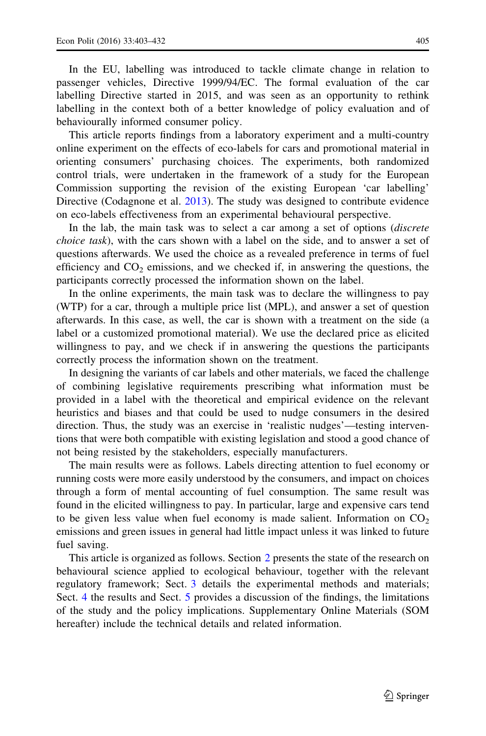In the EU, labelling was introduced to tackle climate change in relation to passenger vehicles, Directive 1999/94/EC. The formal evaluation of the car labelling Directive started in 2015, and was seen as an opportunity to rethink labelling in the context both of a better knowledge of policy evaluation and of behaviourally informed consumer policy.

This article reports findings from a laboratory experiment and a multi-country online experiment on the effects of eco-labels for cars and promotional material in orienting consumers' purchasing choices. The experiments, both randomized control trials, were undertaken in the framework of a study for the European Commission supporting the revision of the existing European 'car labelling' Directive (Codagnone et al. 2013). The study was designed to contribute evidence on eco-labels effectiveness from an experimental behavioural perspective.

In the lab, the main task was to select a car among a set of options (*discrete choice task*), with the cars shown with a label on the side, and to answer a set of questions afterwards. We used the choice as a revealed preference in terms of fuel efficiency and $CO_2$ emissions, and we checked if, in answering the questions, the participants correctly processed the information shown on the label.

In the online experiments, the main task was to declare the willingness to pay (WTP) for a car, through a multiple price list (MPL), and answer a set of question afterwards. In this case, as well, the car is shown with a treatment on the side (a label or a customized promotional material). We use the declared price as elicited willingness to pay, and we check if in answering the questions the participants correctly process the information shown on the treatment.

In designing the variants of car labels and other materials, we faced the challenge of combining legislative requirements prescribing what information must be provided in a label with the theoretical and empirical evidence on the relevant heuristics and biases and that could be used to nudge consumers in the desired direction. Thus, the study was an exercise in 'realistic nudges'—testing interventions that were both compatible with existing legislation and stood a good chance of not being resisted by the stakeholders, especially manufacturers.

The main results were as follows. Labels directing attention to fuel economy or running costs were more easily understood by the consumers, and impact on choices through a form of mental accounting of fuel consumption. The same result was found in the elicited willingness to pay. In particular, large and expensive cars tend to be given less value when fuel economy is made salient. Information on $CO_2$ emissions and green issues in general had little impact unless it was linked to future fuel saving.

This article is organized as follows. Section 2 presents the state of the research on behavioural science applied to ecological behaviour, together with the relevant regulatory framework; Sect. 3 details the experimental methods and materials; Sect. 4 the results and Sect. 5 provides a discussion of the findings, the limitations of the study and the policy implications. Supplementary Online Materials (SOM hereafter) include the technical details and related information.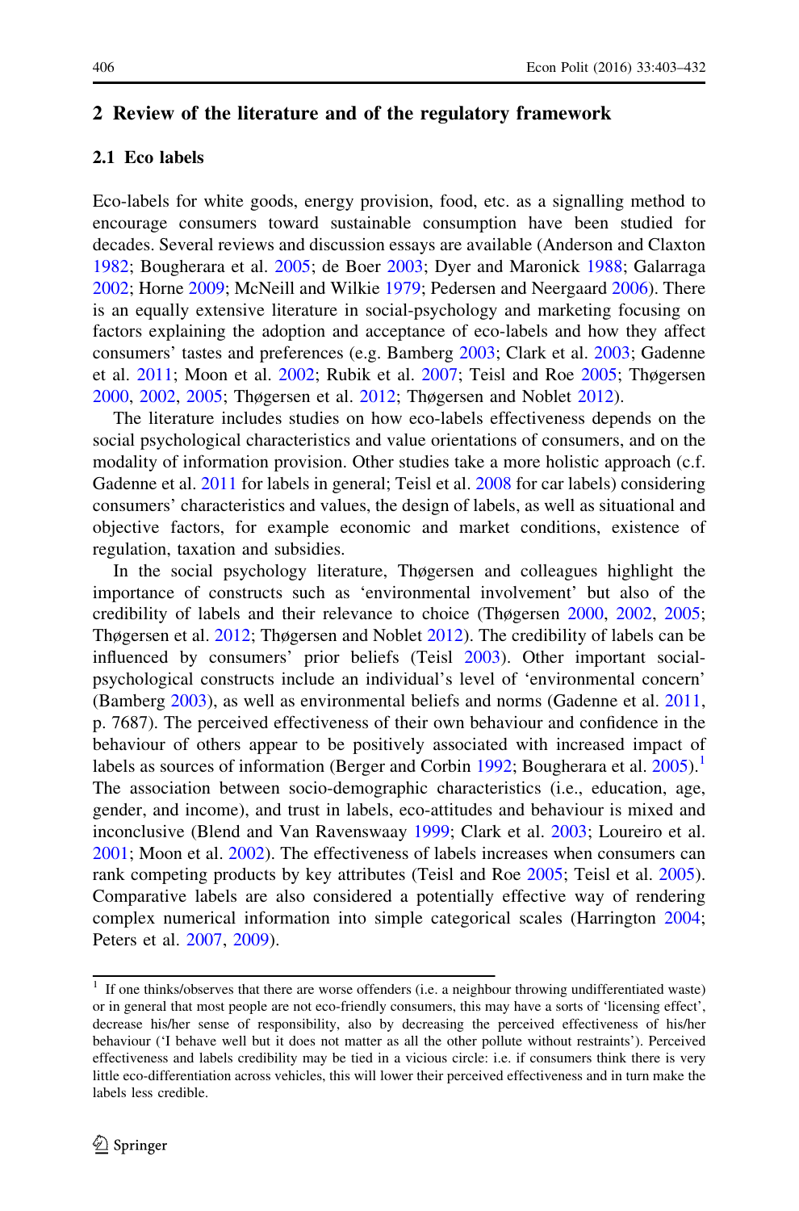## 2 Review of the literature and of the regulatory framework

### 2.1 Eco labels

Eco-labels for white goods, energy provision, food, etc. as a signalling method to encourage consumers toward sustainable consumption have been studied for decades. Several reviews and discussion essays are available (Anderson and Claxton 1982; Bougherara et al. 2005; de Boer 2003; Dyer and Maronick 1988; Galarraga 2002; Horne 2009; McNeill and Wilkie 1979; Pedersen and Neergaard 2006). There is an equally extensive literature in social-psychology and marketing focusing on factors explaining the adoption and acceptance of eco-labels and how they affect consumers' tastes and preferences (e.g. Bamberg 2003; Clark et al. 2003; Gadenne et al. 2011; Moon et al. 2002; Rubik et al. 2007; Teisl and Roe 2005; Thøgersen 2000, 2002, 2005; Thøgersen et al. 2012; Thøgersen and Noblet 2012).

The literature includes studies on how eco-labels effectiveness depends on the social psychological characteristics and value orientations of consumers, and on the modality of information provision. Other studies take a more holistic approach (c.f. Gadenne et al. 2011 for labels in general; Teisl et al. 2008 for car labels) considering consumers' characteristics and values, the design of labels, as well as situational and objective factors, for example economic and market conditions, existence of regulation, taxation and subsidies.

In the social psychology literature, Thøgersen and colleagues highlight the importance of constructs such as 'environmental involvement' but also of the credibility of labels and their relevance to choice (Thøgersen 2000, 2002, 2005; Thøgersen et al. 2012; Thøgersen and Noblet 2012). The credibility of labels can be influenced by consumers' prior beliefs (Teisl 2003). Other important social-psychological constructs include an individual's level of 'environmental concern' (Bamberg 2003), as well as environmental beliefs and norms (Gadenne et al. 2011, p. 7687). The perceived effectiveness of their own behaviour and confidence in the behaviour of others appear to be positively associated with increased impact of labels as sources of information (Berger and Corbin 1992; Bougherara et al. 2005).[1] The association between socio-demographic characteristics (i.e., education, age, gender, and income), and trust in labels, eco-attitudes and behaviour is mixed and inconclusive (Blend and Van Ravenswaay 1999; Clark et al. 2003; Loureiro et al. 2001; Moon et al. 2002). The effectiveness of labels increases when consumers can rank competing products by key attributes (Teisl and Roe 2005; Teisl et al. 2005). Comparative labels are also considered a potentially effective way of rendering complex numerical information into simple categorical scales (Harrington 2004; Peters et al. 2007, 2009).

[1] If one thinks/observes that there are worse offenders (i.e. a neighbour throwing undifferentiated waste) or in general that most people are not eco-friendly consumers, this may have a sorts of 'licensing effect', decrease his/her sense of responsibility, also by decreasing the perceived effectiveness of his/her behaviour ('I behave well but it does not matter as all the other pollute without restraints'). Perceived effectiveness and labels credibility may be tied in a vicious circle: i.e. if consumers think there is very little eco-differentiation across vehicles, this will lower their perceived effectiveness and in turn make the labels less credible.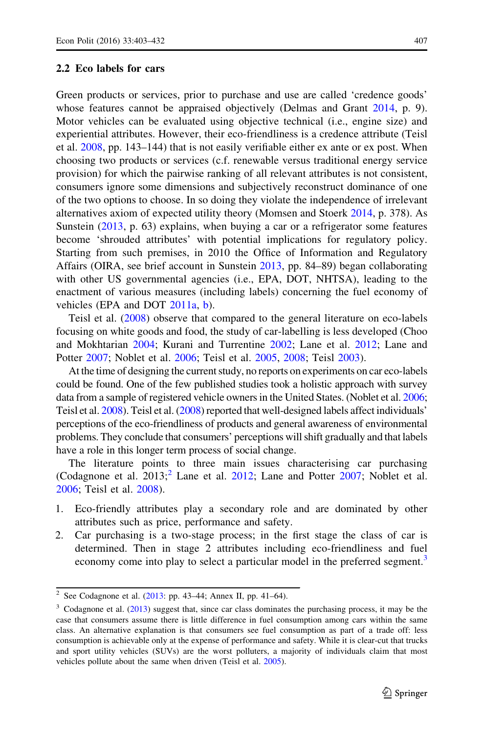### 2.2 Eco labels for cars

Green products or services, prior to purchase and use are called 'credence goods' whose features cannot be appraised objectively (Delmas and Grant 2014, p. 9). Motor vehicles can be evaluated using objective technical (i.e., engine size) and experiential attributes. However, their eco-friendliness is a credence attribute (Teisl et al. 2008, pp. 143–144) that is not easily verifiable either ex ante or ex post. When choosing two products or services (c.f. renewable versus traditional energy service provision) for which the pairwise ranking of all relevant attributes is not consistent, consumers ignore some dimensions and subjectively reconstruct dominance of one of the two options to choose. In so doing they violate the independence of irrelevant alternatives axiom of expected utility theory (Momsen and Stoerk 2014, p. 378). As Sunstein (2013, p. 63) explains, when buying a car or a refrigerator some features become 'shrouded attributes' with potential implications for regulatory policy. Starting from such premises, in 2010 the Office of Information and Regulatory Affairs (OIRA, see brief account in Sunstein 2013, pp. 84–89) began collaborating with other US governmental agencies (i.e., EPA, DOT, NHTSA), leading to the enactment of various measures (including labels) concerning the fuel economy of vehicles (EPA and DOT 2011a, b).

Teisl et al. (2008) observe that compared to the general literature on eco-labels focusing on white goods and food, the study of car-labelling is less developed (Choo and Mokhtarian 2004; Kurani and Turrentine 2002; Lane et al. 2012; Lane and Potter 2007; Noblet et al. 2006; Teisl et al. 2005, 2008; Teisl 2003).

At the time of designing the current study, no reports on experiments on car eco-labels could be found. One of the few published studies took a holistic approach with survey data from a sample of registered vehicle owners in the United States. (Noblet et al. 2006; Teisl et al. 2008). Teisl et al. (2008) reported that well-designed labels affect individuals' perceptions of the eco-friendliness of products and general awareness of environmental problems. They conclude that consumers' perceptions will shift gradually and that labels have a role in this longer term process of social change.

The literature points to three main issues characterising car purchasing (Codagnone et al. 2013;[2] Lane et al. 2012; Lane and Potter 2007; Noblet et al. 2006; Teisl et al. 2008).

1. Eco-friendly attributes play a secondary role and are dominated by other attributes such as price, performance and safety.
2. Car purchasing is a two-stage process; in the first stage the class of car is determined. Then in stage 2 attributes including eco-friendliness and fuel economy come into play to select a particular model in the preferred segment.[3]

[2] See Codagnone et al. (2013: pp. 43–44; Annex II, pp. 41–64).

[3] Codagnone et al. (2013) suggest that, since car class dominates the purchasing process, it may be the case that consumers assume there is little difference in fuel consumption among cars within the same class. An alternative explanation is that consumers see fuel consumption as part of a trade off: less consumption is achievable only at the expense of performance and safety. While it is clear-cut that trucks and sport utility vehicles (SUVs) are the worst polluters, a majority of individuals claim that most vehicles pollute about the same when driven (Teisl et al. 2005).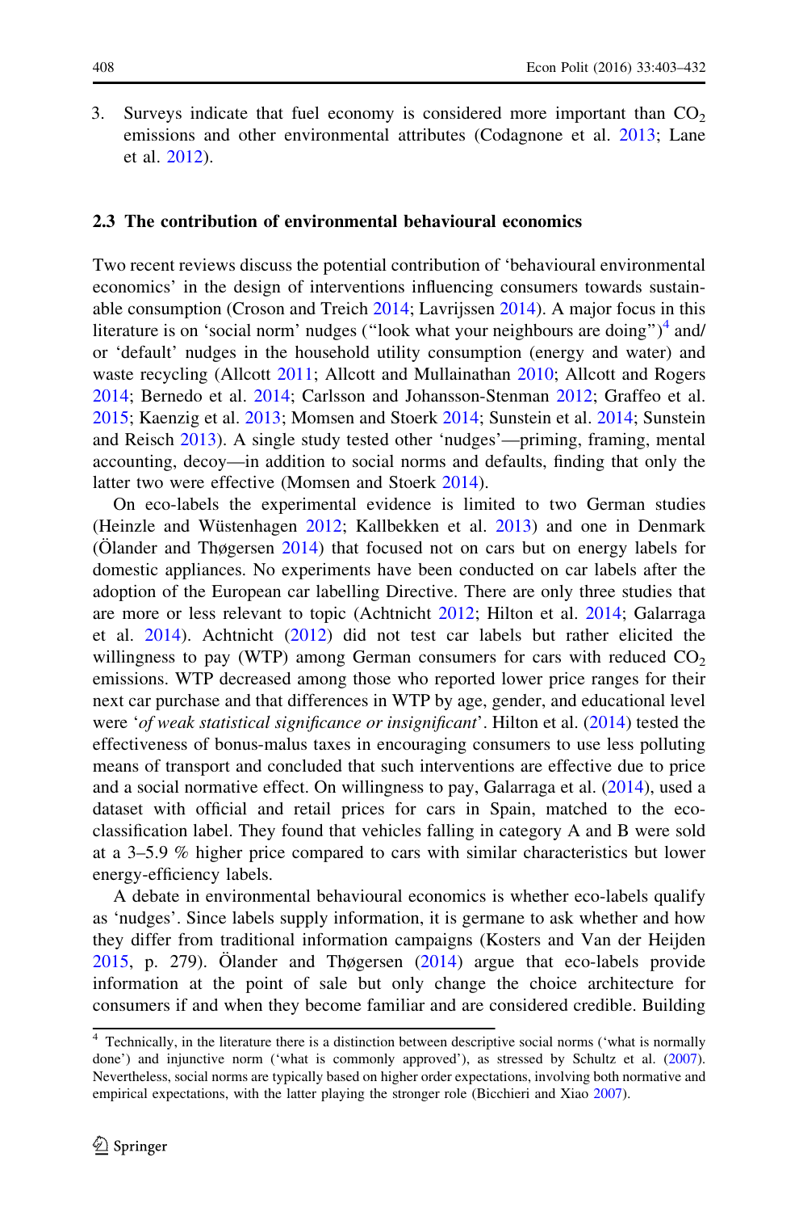3. Surveys indicate that fuel economy is considered more important than $CO_2$ emissions and other environmental attributes (Codagnone et al. 2013; Lane et al. 2012).

### 2.3 The contribution of environmental behavioural economics

Two recent reviews discuss the potential contribution of 'behavioural environmental economics' in the design of interventions influencing consumers towards sustainable consumption (Croson and Treich 2014; Lavrijssen 2014). A major focus in this literature is on 'social norm' nudges ("look what your neighbours are doing")[4] and/or 'default' nudges in the household utility consumption (energy and water) and waste recycling (Allcott 2011; Allcott and Mullainathan 2010; Allcott and Rogers 2014; Bernedo et al. 2014; Carlsson and Johansson-Stenman 2012; Graffeo et al. 2015; Kaenzig et al. 2013; Momsen and Stoerk 2014; Sunstein et al. 2014; Sunstein and Reisch 2013). A single study tested other 'nudges'—priming, framing, mental accounting, decoy—in addition to social norms and defaults, finding that only the latter two were effective (Momsen and Stoerk 2014).

On eco-labels the experimental evidence is limited to two German studies (Heinzle and Wüstenhagen 2012; Kallbekken et al. 2013) and one in Denmark (Ölander and Thøgersen 2014) that focused not on cars but on energy labels for domestic appliances. No experiments have been conducted on car labels after the adoption of the European car labelling Directive. There are only three studies that are more or less relevant to topic (Achtnicht 2012; Hilton et al. 2014; Galarraga et al. 2014). Achtnicht (2012) did not test car labels but rather elicited the willingness to pay (WTP) among German consumers for cars with reduced $CO_2$ emissions. WTP decreased among those who reported lower price ranges for their next car purchase and that differences in WTP by age, gender, and educational level were '*of weak statistical significance or insignificant*'. Hilton et al. (2014) tested the effectiveness of bonus-malus taxes in encouraging consumers to use less polluting means of transport and concluded that such interventions are effective due to price and a social normative effect. On willingness to pay, Galarraga et al. (2014), used a dataset with official and retail prices for cars in Spain, matched to the eco-classification label. They found that vehicles falling in category A and B were sold at a 3–5.9 % higher price compared to cars with similar characteristics but lower energy-efficiency labels.

A debate in environmental behavioural economics is whether eco-labels qualify as 'nudges'. Since labels supply information, it is germane to ask whether and how they differ from traditional information campaigns (Kosters and Van der Heijden 2015, p. 279). Ölander and Thøgersen (2014) argue that eco-labels provide information at the point of sale but only change the choice architecture for consumers if and when they become familiar and are considered credible. Building

[4] Technically, in the literature there is a distinction between descriptive social norms ('what is normally done') and injunctive norm ('what is commonly approved'), as stressed by Schultz et al. (2007). Nevertheless, social norms are typically based on higher order expectations, involving both normative and empirical expectations, with the latter playing the stronger role (Bicchieri and Xiao 2007).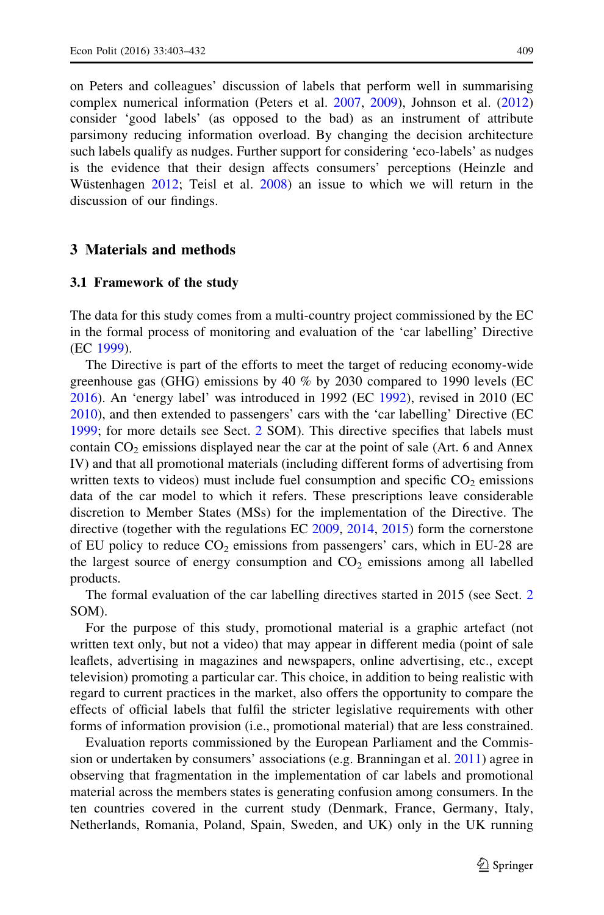on Peters and colleagues' discussion of labels that perform well in summarising complex numerical information (Peters et al. 2007, 2009), Johnson et al. (2012) consider 'good labels' (as opposed to the bad) as an instrument of attribute parsimony reducing information overload. By changing the decision architecture such labels qualify as nudges. Further support for considering 'eco-labels' as nudges is the evidence that their design affects consumers' perceptions (Heinzle and Wüstenhagen 2012; Teisl et al. 2008) an issue to which we will return in the discussion of our findings.

## 3 Materials and methods

### 3.1 Framework of the study

The data for this study comes from a multi-country project commissioned by the EC in the formal process of monitoring and evaluation of the 'car labelling' Directive (EC 1999).

The Directive is part of the efforts to meet the target of reducing economy-wide greenhouse gas (GHG) emissions by 40 % by 2030 compared to 1990 levels (EC 2016). An 'energy label' was introduced in 1992 (EC 1992), revised in 2010 (EC 2010), and then extended to passengers' cars with the 'car labelling' Directive (EC 1999; for more details see Sect. 2 SOM). This directive specifies that labels must contain $CO_2$ emissions displayed near the car at the point of sale (Art. 6 and Annex IV) and that all promotional materials (including different forms of advertising from written texts to videos) must include fuel consumption and specific $CO_2$ emissions data of the car model to which it refers. These prescriptions leave considerable discretion to Member States (MSs) for the implementation of the Directive. The directive (together with the regulations EC 2009, 2014, 2015) form the cornerstone of EU policy to reduce $CO_2$ emissions from passengers' cars, which in EU-28 are the largest source of energy consumption and $CO_2$ emissions among all labelled products.

The formal evaluation of the car labelling directives started in 2015 (see Sect. 2 SOM).

For the purpose of this study, promotional material is a graphic artefact (not written text only, but not a video) that may appear in different media (point of sale leaflets, advertising in magazines and newspapers, online advertising, etc., except television) promoting a particular car. This choice, in addition to being realistic with regard to current practices in the market, also offers the opportunity to compare the effects of official labels that fulfil the stricter legislative requirements with other forms of information provision (i.e., promotional material) that are less constrained.

Evaluation reports commissioned by the European Parliament and the Commission or undertaken by consumers' associations (e.g. Brannigan et al. 2011) agree in observing that fragmentation in the implementation of car labels and promotional material across the members states is generating confusion among consumers. In the ten countries covered in the current study (Denmark, France, Germany, Italy, Netherlands, Romania, Poland, Spain, Sweden, and UK) only in the UK running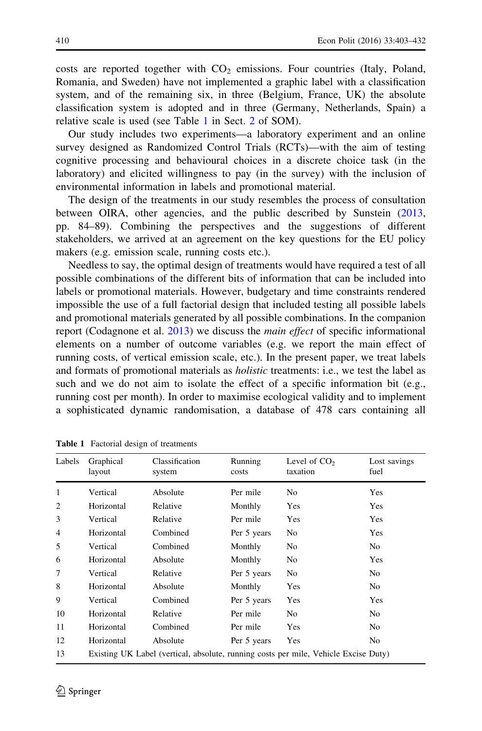costs are reported together with $CO_2$ emissions. Four countries (Italy, Poland, Romania, and Sweden) have not implemented a graphic label with a classification system, and of the remaining six, in three (Belgium, France, UK) the absolute classification system is adopted and in three (Germany, Netherlands, Spain) a relative scale is used (see Table 1 in Sect. 2 of SOM).

Our study includes two experiments—a laboratory experiment and an online survey designed as Randomized Control Trials (RCTs)—with the aim of testing cognitive processing and behavioural choices in a discrete choice task (in the laboratory) and elicited willingness to pay (in the survey) with the inclusion of environmental information in labels and promotional material.

The design of the treatments in our study resembles the process of consultation between OIRA, other agencies, and the public described by Sunstein (2013, pp. 84–89). Combining the perspectives and the suggestions of different stakeholders, we arrived at an agreement on the key questions for the EU policy makers (e.g. emission scale, running costs etc.).

Needless to say, the optimal design of treatments would have required a test of all possible combinations of the different bits of information that can be included into labels or promotional materials. However, budgetary and time constraints rendered impossible the use of a full factorial design that included testing all possible labels and promotional materials generated by all possible combinations. In the companion report (Codagnone et al. 2013) we discuss the *main effect* of specific informational elements on a number of outcome variables (e.g. we report the main effect of running costs, of vertical emission scale, etc.). In the present paper, we treat labels and formats of promotional materials as *holistic* treatments: i.e., we test the label as such and we do not aim to isolate the effect of a specific information bit (e.g., running cost per month). In order to maximise ecological validity and to implement a sophisticated dynamic randomisation, a database of 478 cars containing all

**Table 1** Factorial design of treatments

| Labels | Graphical layout | Classification system | Running costs | Level of $CO_2$ taxation | Lost savings fuel |
|---|---|---|---|---|---|
| 1 | Vertical | Absolute | Per mile | No | Yes |
| 2 | Horizontal | Relative | Monthly | Yes | Yes |
| 3 | Vertical | Relative | Per mile | Yes | Yes |
| 4 | Horizontal | Combined | Per 5 years | No | Yes |
| 5 | Vertical | Combined | Monthly | No | No |
| 6 | Horizontal | Absolute | Monthly | No | Yes |
| 7 | Vertical | Relative | Per 5 years | No | No |
| 8 | Horizontal | Absolute | Monthly | Yes | No |
| 9 | Vertical | Combined | Per 5 years | Yes | Yes |
| 10 | Horizontal | Relative | Per mile | No | No |
| 11 | Horizontal | Combined | Per mile | Yes | No |
| 12 | Horizontal | Absolute | Per 5 years | Yes | No |
| 13 | Existing UK Label (vertical, absolute, running costs per mile, Vehicle Excise Duty) | | | | |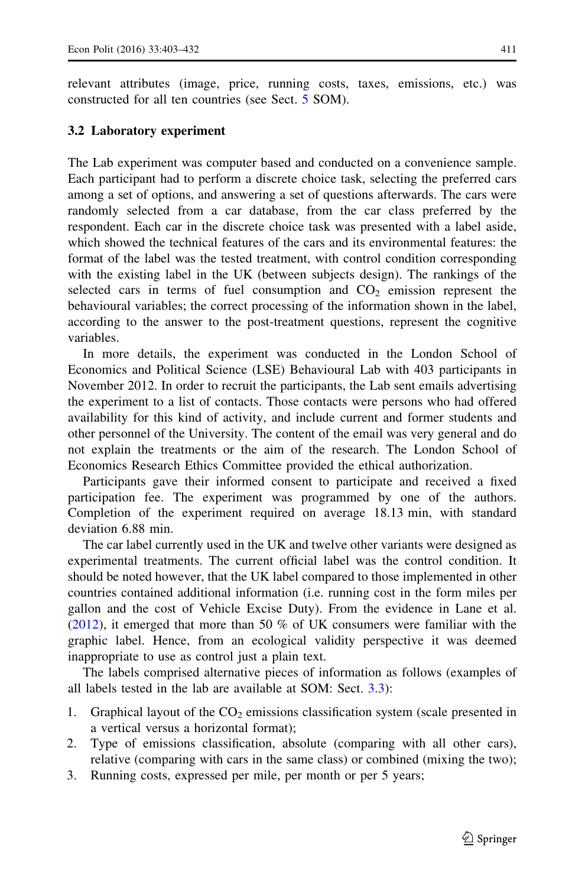relevant attributes (image, price, running costs, taxes, emissions, etc.) was constructed for all ten countries (see Sect. 5 SOM).

### 3.2 Laboratory experiment

The Lab experiment was computer based and conducted on a convenience sample. Each participant had to perform a discrete choice task, selecting the preferred cars among a set of options, and answering a set of questions afterwards. The cars were randomly selected from a car database, from the car class preferred by the respondent. Each car in the discrete choice task was presented with a label aside, which showed the technical features of the cars and its environmental features: the format of the label was the tested treatment, with control condition corresponding with the existing label in the UK (between subjects design). The rankings of the selected cars in terms of fuel consumption and $CO_2$ emission represent the behavioural variables; the correct processing of the information shown in the label, according to the answer to the post-treatment questions, represent the cognitive variables.

In more details, the experiment was conducted in the London School of Economics and Political Science (LSE) Behavioural Lab with 403 participants in November 2012. In order to recruit the participants, the Lab sent emails advertising the experiment to a list of contacts. Those contacts were persons who had offered availability for this kind of activity, and include current and former students and other personnel of the University. The content of the email was very general and do not explain the treatments or the aim of the research. The London School of Economics Research Ethics Committee provided the ethical authorization.

Participants gave their informed consent to participate and received a fixed participation fee. The experiment was programmed by one of the authors. Completion of the experiment required on average 18.13 min, with standard deviation 6.88 min.

The car label currently used in the UK and twelve other variants were designed as experimental treatments. The current official label was the control condition. It should be noted however, that the UK label compared to those implemented in other countries contained additional information (i.e. running cost in the form miles per gallon and the cost of Vehicle Excise Duty). From the evidence in Lane et al. (2012), it emerged that more than 50 % of UK consumers were familiar with the graphic label. Hence, from an ecological validity perspective it was deemed inappropriate to use as control just a plain text.

The labels comprised alternative pieces of information as follows (examples of all labels tested in the lab are available at SOM: Sect. 3.3):

1. Graphical layout of the $CO_2$ emissions classification system (scale presented in a vertical versus a horizontal format);
2. Type of emissions classification, absolute (comparing with all other cars), relative (comparing with cars in the same class) or combined (mixing the two);
3. Running costs, expressed per mile, per month or per 5 years;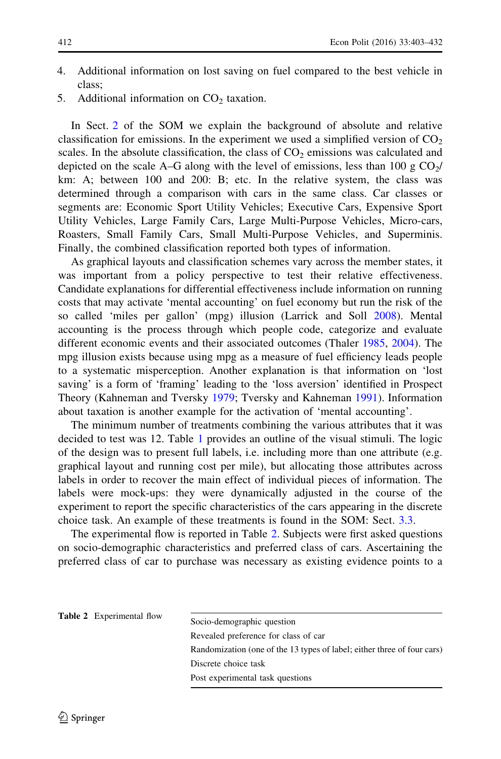4. Additional information on lost saving on fuel compared to the best vehicle in class;
5. Additional information on $CO_2$ taxation.

In Sect. 2 of the SOM we explain the background of absolute and relative classification for emissions. In the experiment we used a simplified version of $CO_2$ scales. In the absolute classification, the class of $CO_2$ emissions was calculated and depicted on the scale A–G along with the level of emissions, less than 100 g $CO_2$/km: A; between 100 and 200: B; etc. In the relative system, the class was determined through a comparison with cars in the same class. Car classes or segments are: Economic Sport Utility Vehicles; Executive Cars, Expensive Sport Utility Vehicles, Large Family Cars, Large Multi-Purpose Vehicles, Micro-cars, Roasters, Small Family Cars, Small Multi-Purpose Vehicles, and Superminis. Finally, the combined classification reported both types of information.

As graphical layouts and classification schemes vary across the member states, it was important from a policy perspective to test their relative effectiveness. Candidate explanations for differential effectiveness include information on running costs that may activate 'mental accounting' on fuel economy but run the risk of the so called 'miles per gallon' (mpg) illusion (Larrick and Soll 2008). Mental accounting is the process through which people code, categorize and evaluate different economic events and their associated outcomes (Thaler 1985, 2004). The mpg illusion exists because using mpg as a measure of fuel efficiency leads people to a systematic misperception. Another explanation is that information on 'lost saving' is a form of 'framing' leading to the 'loss aversion' identified in Prospect Theory (Kahneman and Tversky 1979; Tversky and Kahneman 1991). Information about taxation is another example for the activation of 'mental accounting'.

The minimum number of treatments combining the various attributes that it was decided to test was 12. Table 1 provides an outline of the visual stimuli. The logic of the design was to present full labels, i.e. including more than one attribute (e.g. graphical layout and running cost per mile), but allocating those attributes across labels in order to recover the main effect of individual pieces of information. The labels were mock-ups: they were dynamically adjusted in the course of the experiment to report the specific characteristics of the cars appearing in the discrete choice task. An example of these treatments is found in the SOM: Sect. 3.3.

The experimental flow is reported in Table 2. Subjects were first asked questions on socio-demographic characteristics and preferred class of cars. Ascertaining the preferred class of car to purchase was necessary as existing evidence points to a

**Table 2** Experimental flow

| |
|---|
| Socio-demographic question |
| Revealed preference for class of car |
| Randomization (one of the 13 types of label; either three of four cars) |
| Discrete choice task |
| Post experimental task questions |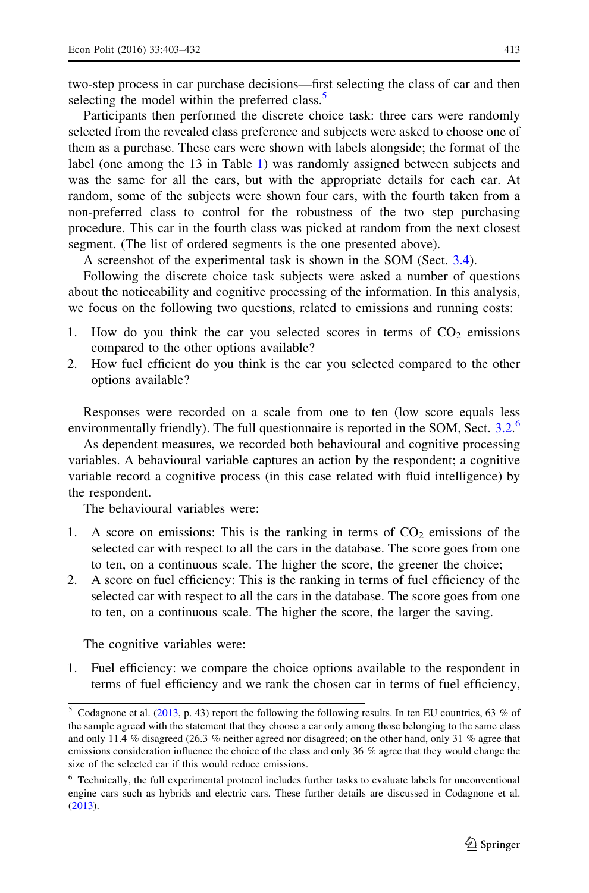two-step process in car purchase decisions—first selecting the class of car and then selecting the model within the preferred class.[5]

Participants then performed the discrete choice task: three cars were randomly selected from the revealed class preference and subjects were asked to choose one of them as a purchase. These cars were shown with labels alongside; the format of the label (one among the 13 in Table 1) was randomly assigned between subjects and was the same for all the cars, but with the appropriate details for each car. At random, some of the subjects were shown four cars, with the fourth taken from a non-preferred class to control for the robustness of the two step purchasing procedure. This car in the fourth class was picked at random from the next closest segment. (The list of ordered segments is the one presented above).

A screenshot of the experimental task is shown in the SOM (Sect. 3.4).

Following the discrete choice task subjects were asked a number of questions about the noticeability and cognitive processing of the information. In this analysis, we focus on the following two questions, related to emissions and running costs:

1. How do you think the car you selected scores in terms of $CO_2$ emissions compared to the other options available?
2. How fuel efficient do you think is the car you selected compared to the other options available?

Responses were recorded on a scale from one to ten (low score equals less environmentally friendly). The full questionnaire is reported in the SOM, Sect. 3.2.[6]

As dependent measures, we recorded both behavioural and cognitive processing variables. A behavioural variable captures an action by the respondent; a cognitive variable record a cognitive process (in this case related with fluid intelligence) by the respondent.

The behavioural variables were:

1. A score on emissions: This is the ranking in terms of $CO_2$ emissions of the selected car with respect to all the cars in the database. The score goes from one to ten, on a continuous scale. The higher the score, the greener the choice;
2. A score on fuel efficiency: This is the ranking in terms of fuel efficiency of the selected car with respect to all the cars in the database. The score goes from one to ten, on a continuous scale. The higher the score, the larger the saving.

The cognitive variables were:

1. Fuel efficiency: we compare the choice options available to the respondent in terms of fuel efficiency and we rank the chosen car in terms of fuel efficiency,

---

[5] Codagnone et al. (2013, p. 43) report the following the following results. In ten EU countries, 63 % of the sample agreed with the statement that they choose a car only among those belonging to the same class and only 11.4 % disagreed (26.3 % neither agreed nor disagreed; on the other hand, only 31 % agree that emissions consideration influence the choice of the class and only 36 % agree that they would change the size of the selected car if this would reduce emissions.

[6] Technically, the full experimental protocol includes further tasks to evaluate labels for unconventional engine cars such as hybrids and electric cars. These further details are discussed in Codagnone et al. (2013).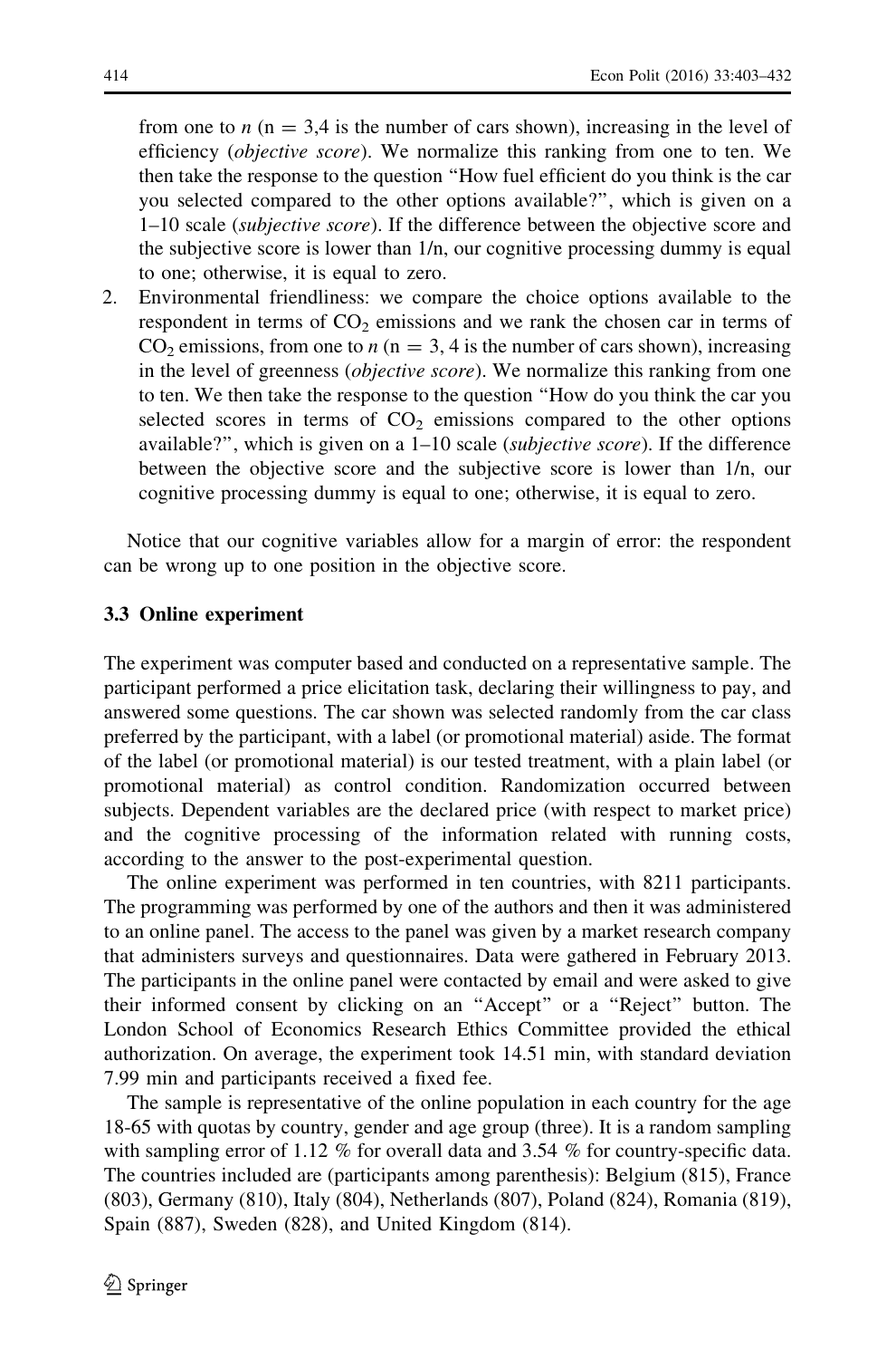from one to $n$ (n = 3,4 is the number of cars shown), increasing in the level of efficiency (*objective score*). We normalize this ranking from one to ten. We then take the response to the question "How fuel efficient do you think is the car you selected compared to the other options available?", which is given on a 1–10 scale (*subjective score*). If the difference between the objective score and the subjective score is lower than 1/n, our cognitive processing dummy is equal to one; otherwise, it is equal to zero.

2. Environmental friendliness: we compare the choice options available to the respondent in terms of $CO_2$ emissions and we rank the chosen car in terms of $CO_2$ emissions, from one to $n$ (n = 3, 4 is the number of cars shown), increasing in the level of greenness (*objective score*). We normalize this ranking from one to ten. We then take the response to the question "How do you think the car you selected scores in terms of $CO_2$ emissions compared to the other options available?", which is given on a 1–10 scale (*subjective score*). If the difference between the objective score and the subjective score is lower than 1/n, our cognitive processing dummy is equal to one; otherwise, it is equal to zero.

Notice that our cognitive variables allow for a margin of error: the respondent can be wrong up to one position in the objective score.

### 3.3 Online experiment

The experiment was computer based and conducted on a representative sample. The participant performed a price elicitation task, declaring their willingness to pay, and answered some questions. The car shown was selected randomly from the car class preferred by the participant, with a label (or promotional material) aside. The format of the label (or promotional material) is our tested treatment, with a plain label (or promotional material) as control condition. Randomization occurred between subjects. Dependent variables are the declared price (with respect to market price) and the cognitive processing of the information related with running costs, according to the answer to the post-experimental question.

The online experiment was performed in ten countries, with 8211 participants. The programming was performed by one of the authors and then it was administered to an online panel. The access to the panel was given by a market research company that administers surveys and questionnaires. Data were gathered in February 2013. The participants in the online panel were contacted by email and were asked to give their informed consent by clicking on an "Accept" or a "Reject" button. The London School of Economics Research Ethics Committee provided the ethical authorization. On average, the experiment took 14.51 min, with standard deviation 7.99 min and participants received a fixed fee.

The sample is representative of the online population in each country for the age 18-65 with quotas by country, gender and age group (three). It is a random sampling with sampling error of 1.12 % for overall data and 3.54 % for country-specific data. The countries included are (participants among parenthesis): Belgium (815), France (803), Germany (810), Italy (804), Netherlands (807), Poland (824), Romania (819), Spain (887), Sweden (828), and United Kingdom (814).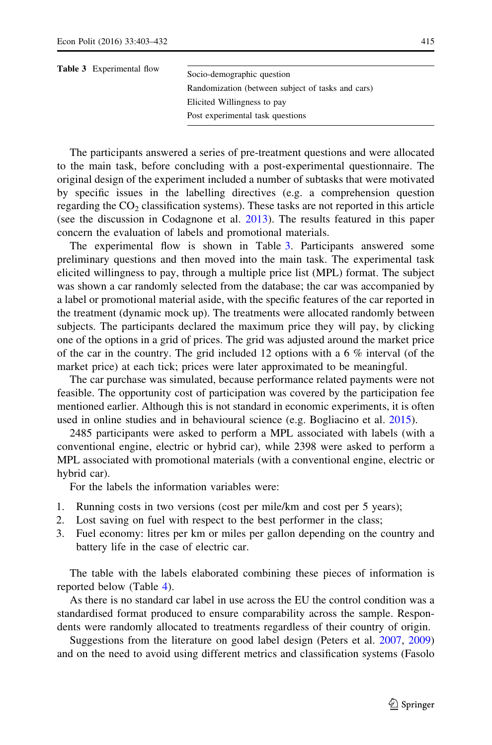**Table 3** Experimental flow

| |
|---|
| Socio-demographic question |
| Randomization (between subject of tasks and cars) |
| Elicited Willingness to pay |
| Post experimental task questions |

The participants answered a series of pre-treatment questions and were allocated to the main task, before concluding with a post-experimental questionnaire. The original design of the experiment included a number of subtasks that were motivated by specific issues in the labelling directives (e.g. a comprehension question regarding the $CO_2$ classification systems). These tasks are not reported in this article (see the discussion in Codagnone et al. 2013). The results featured in this paper concern the evaluation of labels and promotional materials.

The experimental flow is shown in Table 3. Participants answered some preliminary questions and then moved into the main task. The experimental task elicited willingness to pay, through a multiple price list (MPL) format. The subject was shown a car randomly selected from the database; the car was accompanied by a label or promotional material aside, with the specific features of the car reported in the treatment (dynamic mock up). The treatments were allocated randomly between subjects. The participants declared the maximum price they will pay, by clicking one of the options in a grid of prices. The grid was adjusted around the market price of the car in the country. The grid included 12 options with a 6 % interval (of the market price) at each tick; prices were later approximated to be meaningful.

The car purchase was simulated, because performance related payments were not feasible. The opportunity cost of participation was covered by the participation fee mentioned earlier. Although this is not standard in economic experiments, it is often used in online studies and in behavioural science (e.g. Bogliacino et al. 2015).

2485 participants were asked to perform a MPL associated with labels (with a conventional engine, electric or hybrid car), while 2398 were asked to perform a MPL associated with promotional materials (with a conventional engine, electric or hybrid car).

For the labels the information variables were:

1. Running costs in two versions (cost per mile/km and cost per 5 years);
2. Lost saving on fuel with respect to the best performer in the class;
3. Fuel economy: litres per km or miles per gallon depending on the country and battery life in the case of electric car.

The table with the labels elaborated combining these pieces of information is reported below (Table 4).

As there is no standard car label in use across the EU the control condition was a standardised format produced to ensure comparability across the sample. Respondents were randomly allocated to treatments regardless of their country of origin.

Suggestions from the literature on good label design (Peters et al. 2007, 2009) and on the need to avoid using different metrics and classification systems (Fasolo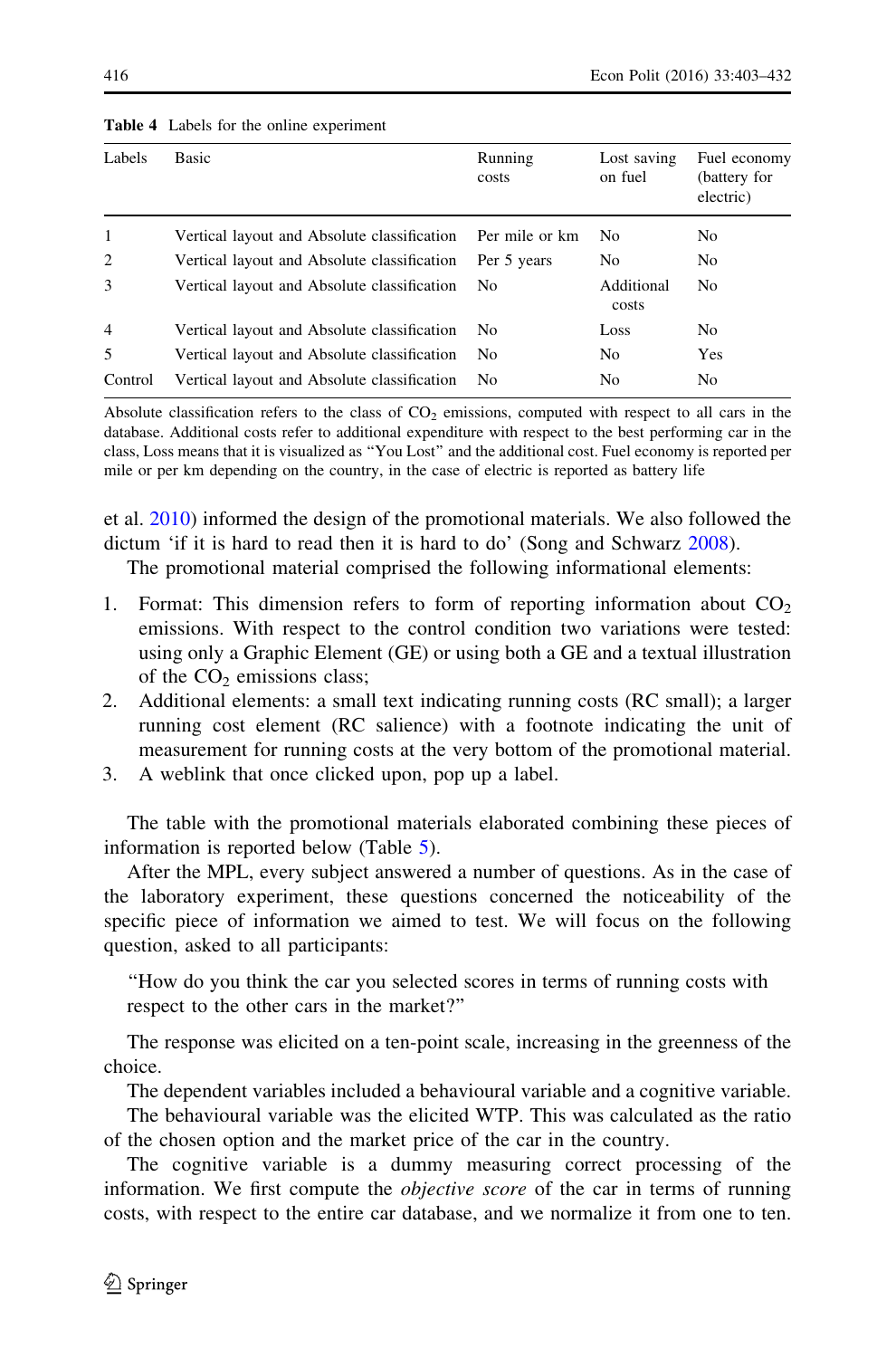**Table 4** Labels for the online experiment

| Labels | Basic | Running costs | Lost saving on fuel | Fuel economy (battery for electric) |
|---|---|---|---|---|
| 1 | Vertical layout and Absolute classification | Per mile or km | No | No |
| 2 | Vertical layout and Absolute classification | Per 5 years | No | No |
| 3 | Vertical layout and Absolute classification | No | Additional costs | No |
| 4 | Vertical layout and Absolute classification | No | Loss | No |
| 5 | Vertical layout and Absolute classification | No | No | Yes |
| Control | Vertical layout and Absolute classification | No | No | No |

Absolute classification refers to the class of $CO_2$ emissions, computed with respect to all cars in the database. Additional costs refer to additional expenditure with respect to the best performing car in the class, Loss means that it is visualized as "You Lost" and the additional cost. Fuel economy is reported per mile or per km depending on the country, in the case of electric is reported as battery life

et al. 2010) informed the design of the promotional materials. We also followed the dictum 'if it is hard to read then it is hard to do' (Song and Schwarz 2008).

The promotional material comprised the following informational elements:

1. Format: This dimension refers to form of reporting information about $CO_2$ emissions. With respect to the control condition two variations were tested: using only a Graphic Element (GE) or using both a GE and a textual illustration of the $CO_2$ emissions class;
2. Additional elements: a small text indicating running costs (RC small); a larger running cost element (RC salience) with a footnote indicating the unit of measurement for running costs at the very bottom of the promotional material.
3. A weblink that once clicked upon, pop up a label.

The table with the promotional materials elaborated combining these pieces of information is reported below (Table 5).

After the MPL, every subject answered a number of questions. As in the case of the laboratory experiment, these questions concerned the noticeability of the specific piece of information we aimed to test. We will focus on the following question, asked to all participants:

> "How do you think the car you selected scores in terms of running costs with respect to the other cars in the market?"

The response was elicited on a ten-point scale, increasing in the greenness of the choice.

The dependent variables included a behavioural variable and a cognitive variable.

The behavioural variable was the elicited WTP. This was calculated as the ratio of the chosen option and the market price of the car in the country.

The cognitive variable is a dummy measuring correct processing of the information. We first compute the *objective score* of the car in terms of running costs, with respect to the entire car database, and we normalize it from one to ten.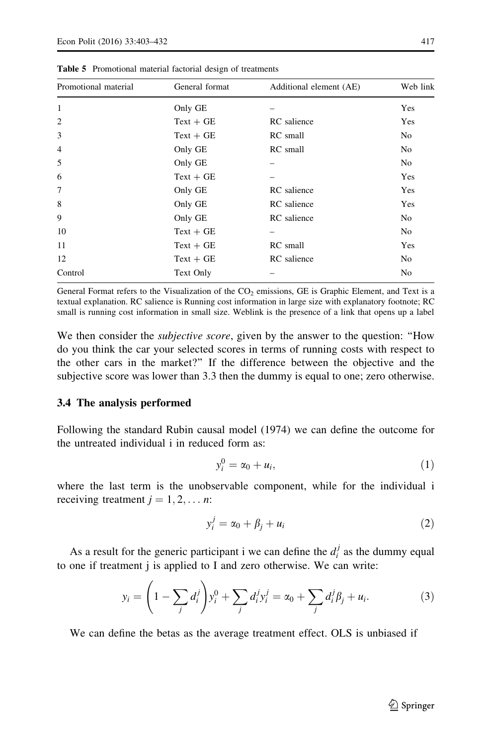**Table 5** Promotional material factorial design of treatments

| Promotional material | General format | Additional element (AE) | Web link |
|---|---|---|---|
| 1 | Only GE | – | Yes |
| 2 | Text + GE | RC salience | Yes |
| 3 | Text + GE | RC small | No |
| 4 | Only GE | RC small | No |
| 5 | Only GE | – | No |
| 6 | Text + GE | – | Yes |
| 7 | Only GE | RC salience | Yes |
| 8 | Only GE | RC salience | Yes |
| 9 | Only GE | RC salience | No |
| 10 | Text + GE | – | No |
| 11 | Text + GE | RC small | Yes |
| 12 | Text + GE | RC salience | No |
| Control | Text Only | – | No |

General Format refers to the Visualization of the $CO_2$ emissions, GE is Graphic Element, and Text is a textual explanation. RC salience is Running cost information in large size with explanatory footnote; RC small is running cost information in small size. Weblink is the presence of a link that opens up a label

We then consider the *subjective score*, given by the answer to the question: "How do you think the car your selected scores in terms of running costs with respect to the other cars in the market?" If the difference between the objective and the subjective score was lower than 3.3 then the dummy is equal to one; zero otherwise.

### 3.4 The analysis performed

Following the standard Rubin causal model (1974) we can define the outcome for the untreated individual i in reduced form as:

$$y_i^0 = \alpha_0 + u_i, \tag{1}$$

where the last term is the unobservable component, while for the individual i receiving treatment $j = 1, 2, \ldots n$:

$$y_i^j = \alpha_0 + \beta_j + u_i \tag{2}$$

As a result for the generic participant i we can define the $d_i^j$ as the dummy equal to one if treatment j is applied to I and zero otherwise. We can write:

$$y_i = \left(1 - \sum_j d_i^j\right) y_i^0 + \sum_j d_i^j y_i^j = \alpha_0 + \sum_j d_i^j \beta_j + u_i. \tag{3}$$

We can define the betas as the average treatment effect. OLS is unbiased if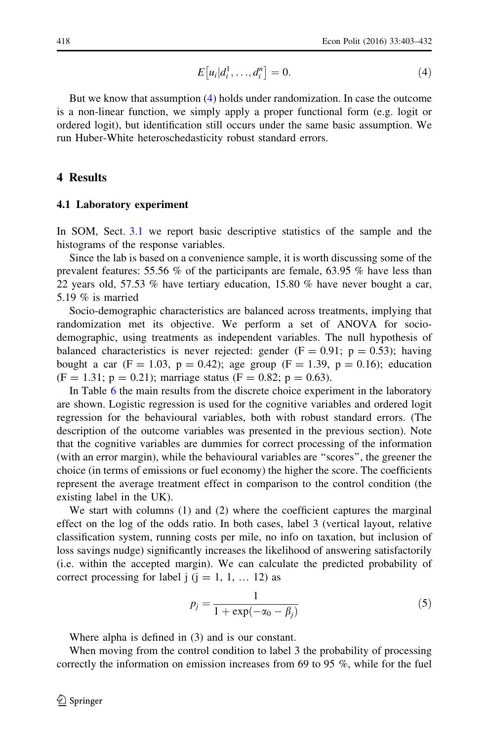$$E\left[u_i | d_i^1, \ldots, d_i^n\right] = 0. \tag{4}$$

But we know that assumption (4) holds under randomization. In case the outcome is a non-linear function, we simply apply a proper functional form (e.g. logit or ordered logit), but identification still occurs under the same basic assumption. We run Huber-White heteroschedasticity robust standard errors.

## 4 Results

### 4.1 Laboratory experiment

In SOM, Sect. 3.1 we report basic descriptive statistics of the sample and the histograms of the response variables.

Since the lab is based on a convenience sample, it is worth discussing some of the prevalent features: 55.56 % of the participants are female, 63.95 % have less than 22 years old, 57.53 % have tertiary education, 15.80 % have never bought a car, 5.19 % is married

Socio-demographic characteristics are balanced across treatments, implying that randomization met its objective. We perform a set of ANOVA for socio-demographic, using treatments as independent variables. The null hypothesis of balanced characteristics is never rejected: gender ($F = 0.91$; $p = 0.53$); having bought a car ($F = 1.03$, $p = 0.42$); age group ($F = 1.39$, $p = 0.16$); education ($F = 1.31$; $p = 0.21$); marriage status ($F = 0.82$; $p = 0.63$).

In Table 6 the main results from the discrete choice experiment in the laboratory are shown. Logistic regression is used for the cognitive variables and ordered logit regression for the behavioural variables, both with robust standard errors. (The description of the outcome variables was presented in the previous section). Note that the cognitive variables are dummies for correct processing of the information (with an error margin), while the behavioural variables are "scores", the greener the choice (in terms of emissions or fuel economy) the higher the score. The coefficients represent the average treatment effect in comparison to the control condition (the existing label in the UK).

We start with columns (1) and (2) where the coefficient captures the marginal effect on the log of the odds ratio. In both cases, label 3 (vertical layout, relative classification system, running costs per mile, no info on taxation, but inclusion of loss savings nudge) significantly increases the likelihood of answering satisfactorily (i.e. within the accepted margin). We can calculate the predicted probability of correct processing for label j ($j = 1, 1, \ldots 12$) as

$$p_j = \frac{1}{1 + \exp(-\alpha_0 - \beta_j)} \tag{5}$$

Where alpha is defined in (3) and is our constant.

When moving from the control condition to label 3 the probability of processing correctly the information on emission increases from 69 to 95 %, while for the fuel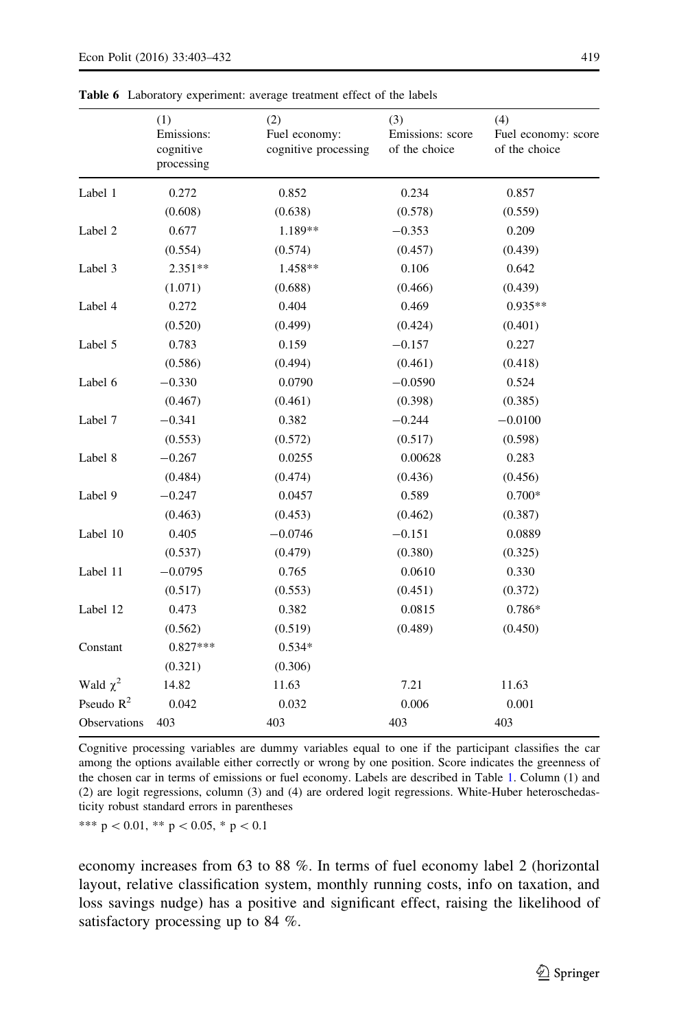**Table 6** Laboratory experiment: average treatment effect of the labels

| | (1) Emissions: cognitive processing | (2) Fuel economy: cognitive processing | (3) Emissions: score of the choice | (4) Fuel economy: score of the choice |
|---|---|---|---|---|
| Label 1 | 0.272 | 0.852 | 0.234 | 0.857 |
| | (0.608) | (0.638) | (0.578) | (0.559) |
| Label 2 | 0.677 | 1.189** | −0.353 | 0.209 |
| | (0.554) | (0.574) | (0.457) | (0.439) |
| Label 3 | 2.351** | 1.458** | 0.106 | 0.642 |
| | (1.071) | (0.688) | (0.466) | (0.439) |
| Label 4 | 0.272 | 0.404 | 0.469 | 0.935** |
| | (0.520) | (0.499) | (0.424) | (0.401) |
| Label 5 | 0.783 | 0.159 | −0.157 | 0.227 |
| | (0.586) | (0.494) | (0.461) | (0.418) |
| Label 6 | −0.330 | 0.0790 | −0.0590 | 0.524 |
| | (0.467) | (0.461) | (0.398) | (0.385) |
| Label 7 | −0.341 | 0.382 | −0.244 | −0.0100 |
| | (0.553) | (0.572) | (0.517) | (0.598) |
| Label 8 | −0.267 | 0.0255 | 0.00628 | 0.283 |
| | (0.484) | (0.474) | (0.436) | (0.456) |
| Label 9 | −0.247 | 0.0457 | 0.589 | 0.700* |
| | (0.463) | (0.453) | (0.462) | (0.387) |
| Label 10 | 0.405 | −0.0746 | −0.151 | 0.0889 |
| | (0.537) | (0.479) | (0.380) | (0.325) |
| Label 11 | −0.0795 | 0.765 | 0.0610 | 0.330 |
| | (0.517) | (0.553) | (0.451) | (0.372) |
| Label 12 | 0.473 | 0.382 | 0.0815 | 0.786* |
| | (0.562) | (0.519) | (0.489) | (0.450) |
| Constant | 0.827*** | 0.534* | | |
| | (0.321) | (0.306) | | |
| Wald $\chi^2$ | 14.82 | 11.63 | 7.21 | 11.63 |
| Pseudo $R^2$ | 0.042 | 0.032 | 0.006 | 0.001 |
| Observations | 403 | 403 | 403 | 403 |

Cognitive processing variables are dummy variables equal to one if the participant classifies the car among the options available either correctly or wrong by one position. Score indicates the greenness of the chosen car in terms of emissions or fuel economy. Labels are described in Table 1. Column (1) and (2) are logit regressions, column (3) and (4) are ordered logit regressions. White-Huber heteroschedasticity robust standard errors in parentheses

*** $p < 0.01$, ** $p < 0.05$, * $p < 0.1$

economy increases from 63 to 88 %. In terms of fuel economy label 2 (horizontal layout, relative classification system, monthly running costs, info on taxation, and loss savings nudge) has a positive and significant effect, raising the likelihood of satisfactory processing up to 84 %.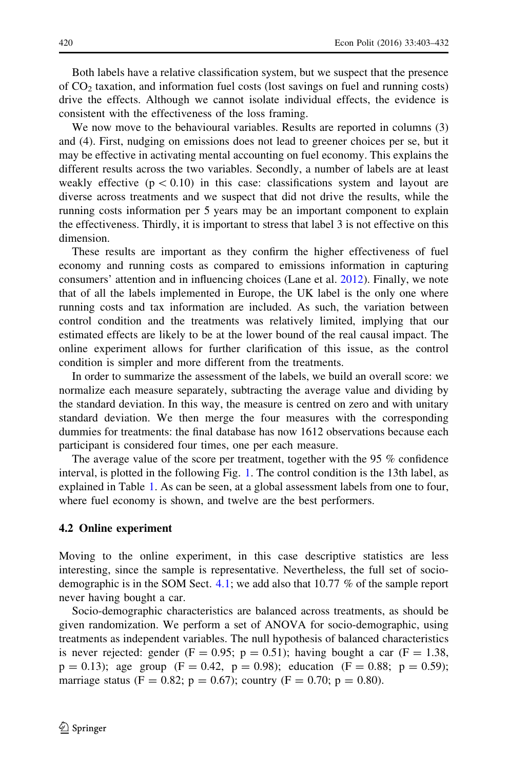Both labels have a relative classification system, but we suspect that the presence of $CO_2$ taxation, and information fuel costs (lost savings on fuel and running costs) drive the effects. Although we cannot isolate individual effects, the evidence is consistent with the effectiveness of the loss framing.

We now move to the behavioural variables. Results are reported in columns (3) and (4). First, nudging on emissions does not lead to greener choices per se, but it may be effective in activating mental accounting on fuel economy. This explains the different results across the two variables. Secondly, a number of labels are at least weakly effective ($p < 0.10$) in this case: classifications system and layout are diverse across treatments and we suspect that did not drive the results, while the running costs information per 5 years may be an important component to explain the effectiveness. Thirdly, it is important to stress that label 3 is not effective on this dimension.

These results are important as they confirm the higher effectiveness of fuel economy and running costs as compared to emissions information in capturing consumers' attention and in influencing choices (Lane et al. 2012). Finally, we note that of all the labels implemented in Europe, the UK label is the only one where running costs and tax information are included. As such, the variation between control condition and the treatments was relatively limited, implying that our estimated effects are likely to be at the lower bound of the real causal impact. The online experiment allows for further clarification of this issue, as the control condition is simpler and more different from the treatments.

In order to summarize the assessment of the labels, we build an overall score: we normalize each measure separately, subtracting the average value and dividing by the standard deviation. In this way, the measure is centred on zero and with unitary standard deviation. We then merge the four measures with the corresponding dummies for treatments: the final database has now 1612 observations because each participant is considered four times, one per each measure.

The average value of the score per treatment, together with the 95 % confidence interval, is plotted in the following Fig. 1. The control condition is the 13th label, as explained in Table 1. As can be seen, at a global assessment labels from one to four, where fuel economy is shown, and twelve are the best performers.

### 4.2 Online experiment

Moving to the online experiment, in this case descriptive statistics are less interesting, since the sample is representative. Nevertheless, the full set of socio-demographic is in the SOM Sect. 4.1; we add also that 10.77 % of the sample report never having bought a car.

Socio-demographic characteristics are balanced across treatments, as should be given randomization. We perform a set of ANOVA for socio-demographic, using treatments as independent variables. The null hypothesis of balanced characteristics is never rejected: gender ($F = 0.95$; $p = 0.51$); having bought a car ($F = 1.38$, $p = 0.13$); age group ($F = 0.42$, $p = 0.98$); education ($F = 0.88$; $p = 0.59$); marriage status ($F = 0.82$; $p = 0.67$); country ($F = 0.70$; $p = 0.80$).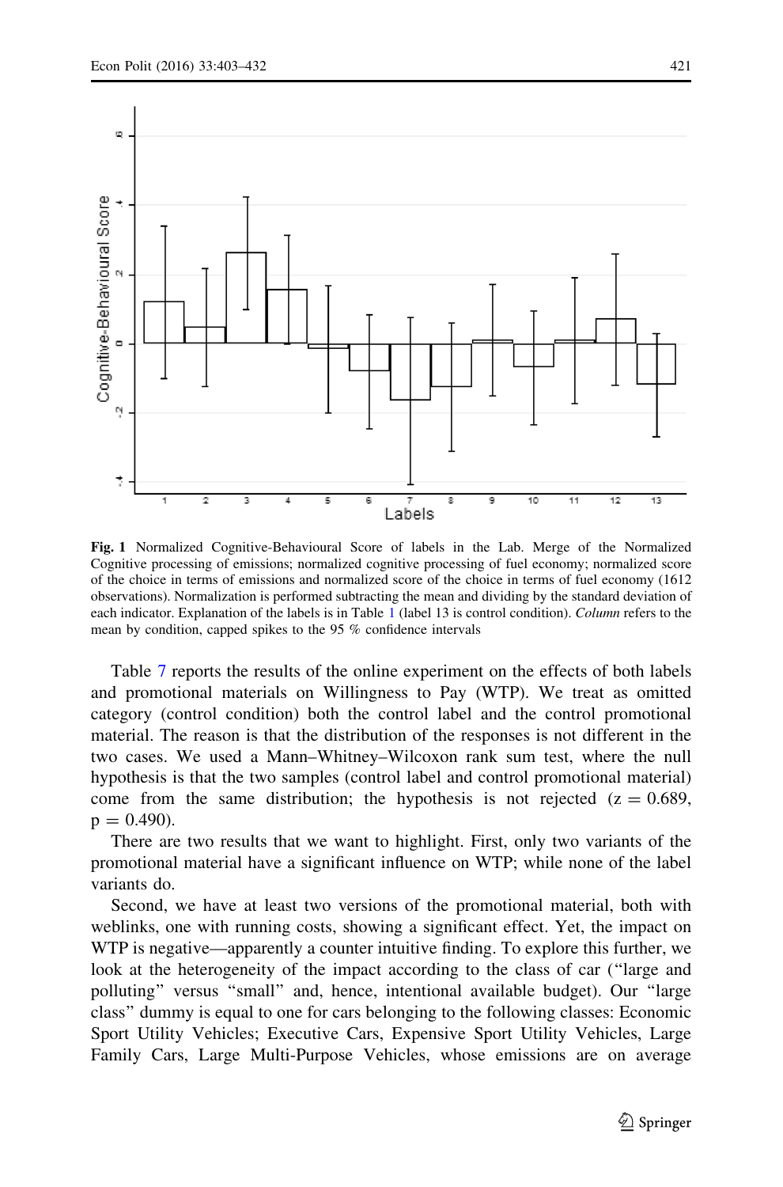**Fig. 1** Normalized Cognitive-Behavioural Score of labels in the Lab. Merge of the Normalized Cognitive processing of emissions; normalized cognitive processing of fuel economy; normalized score of the choice in terms of emissions and normalized score of the choice in terms of fuel economy (1612 observations). Normalization is performed subtracting the mean and dividing by the standard deviation of each indicator. Explanation of the labels is in Table 1 (label 13 is control condition). *Column* refers to the mean by condition, capped spikes to the 95 % confidence intervals

Table 7 reports the results of the online experiment on the effects of both labels and promotional materials on Willingness to Pay (WTP). We treat as omitted category (control condition) both the control label and the control promotional material. The reason is that the distribution of the responses is not different in the two cases. We used a Mann–Whitney–Wilcoxon rank sum test, where the null hypothesis is that the two samples (control label and control promotional material) come from the same distribution; the hypothesis is not rejected ($z = 0.689$, $p = 0.490$).

There are two results that we want to highlight. First, only two variants of the promotional material have a significant influence on WTP; while none of the label variants do.

Second, we have at least two versions of the promotional material, both with weblinks, one with running costs, showing a significant effect. Yet, the impact on WTP is negative—apparently a counter intuitive finding. To explore this further, we look at the heterogeneity of the impact according to the class of car ("large and polluting" versus "small" and, hence, intentional available budget). Our "large class" dummy is equal to one for cars belonging to the following classes: Economic Sport Utility Vehicles; Executive Cars, Expensive Sport Utility Vehicles, Large Family Cars, Large Multi-Purpose Vehicles, whose emissions are on average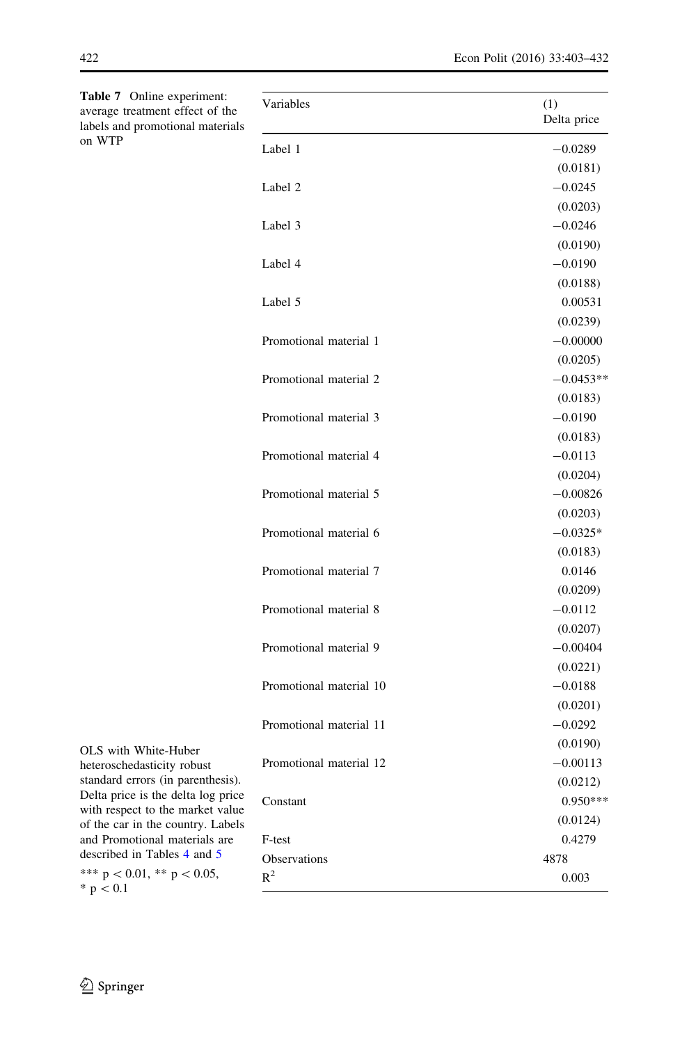**Table 7** Online experiment: average treatment effect of the labels and promotional materials on WTP

| Variables | (1) Delta price |
|---|---|
| Label 1 | −0.0289 |
| | (0.0181) |
| Label 2 | −0.0245 |
| | (0.0203) |
| Label 3 | −0.0246 |
| | (0.0190) |
| Label 4 | −0.0190 |
| | (0.0188) |
| Label 5 | 0.00531 |
| | (0.0239) |
| Promotional material 1 | −0.00000 |
| | (0.0205) |
| Promotional material 2 | −0.0453** |
| | (0.0183) |
| Promotional material 3 | −0.0190 |
| | (0.0183) |
| Promotional material 4 | −0.0113 |
| | (0.0204) |
| Promotional material 5 | −0.00826 |
| | (0.0203) |
| Promotional material 6 | −0.0325* |
| | (0.0183) |
| Promotional material 7 | 0.0146 |
| | (0.0209) |
| Promotional material 8 | −0.0112 |
| | (0.0207) |
| Promotional material 9 | −0.00404 |
| | (0.0221) |
| Promotional material 10 | −0.0188 |
| | (0.0201) |
| Promotional material 11 | −0.0292 |
| | (0.0190) |
| Promotional material 12 | −0.00113 |
| | (0.0212) |
| Constant | 0.950*** |
| | (0.0124) |
| F-test | 0.4279 |
| Observations | 4878 |
| $R^2$ | 0.003 |

OLS with White-Huber heteroschedasticity robust standard errors (in parenthesis). Delta price is the delta log price with respect to the market value of the car in the country. Labels and Promotional materials are described in Tables 4 and 5

*** $p < 0.01$, ** $p < 0.05$, * $p < 0.1$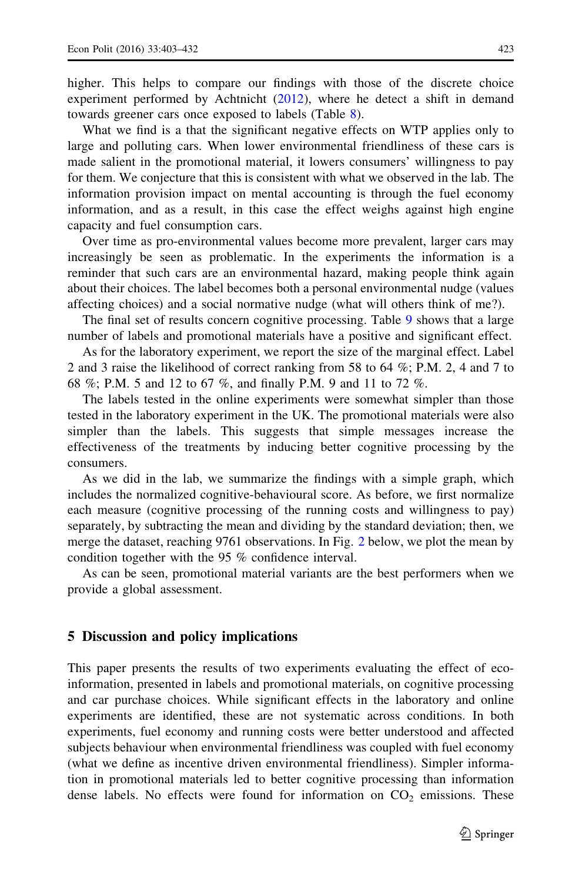higher. This helps to compare our findings with those of the discrete choice experiment performed by Achtnicht (2012), where he detect a shift in demand towards greener cars once exposed to labels (Table 8).

What we find is a that the significant negative effects on WTP applies only to large and polluting cars. When lower environmental friendliness of these cars is made salient in the promotional material, it lowers consumers' willingness to pay for them. We conjecture that this is consistent with what we observed in the lab. The information provision impact on mental accounting is through the fuel economy information, and as a result, in this case the effect weighs against high engine capacity and fuel consumption cars.

Over time as pro-environmental values become more prevalent, larger cars may increasingly be seen as problematic. In the experiments the information is a reminder that such cars are an environmental hazard, making people think again about their choices. The label becomes both a personal environmental nudge (values affecting choices) and a social normative nudge (what will others think of me?).

The final set of results concern cognitive processing. Table 9 shows that a large number of labels and promotional materials have a positive and significant effect.

As for the laboratory experiment, we report the size of the marginal effect. Label 2 and 3 raise the likelihood of correct ranking from 58 to 64 %; P.M. 2, 4 and 7 to 68 %; P.M. 5 and 12 to 67 %, and finally P.M. 9 and 11 to 72 %.

The labels tested in the online experiments were somewhat simpler than those tested in the laboratory experiment in the UK. The promotional materials were also simpler than the labels. This suggests that simple messages increase the effectiveness of the treatments by inducing better cognitive processing by the consumers.

As we did in the lab, we summarize the findings with a simple graph, which includes the normalized cognitive-behavioural score. As before, we first normalize each measure (cognitive processing of the running costs and willingness to pay) separately, by subtracting the mean and dividing by the standard deviation; then, we merge the dataset, reaching 9761 observations. In Fig. 2 below, we plot the mean by condition together with the 95 % confidence interval.

As can be seen, promotional material variants are the best performers when we provide a global assessment.

## 5 Discussion and policy implications

This paper presents the results of two experiments evaluating the effect of eco-information, presented in labels and promotional materials, on cognitive processing and car purchase choices. While significant effects in the laboratory and online experiments are identified, these are not systematic across conditions. In both experiments, fuel economy and running costs were better understood and affected subjects behaviour when environmental friendliness was coupled with fuel economy (what we define as incentive driven environmental friendliness). Simpler information in promotional materials led to better cognitive processing than information dense labels. No effects were found for information on $CO_2$ emissions. These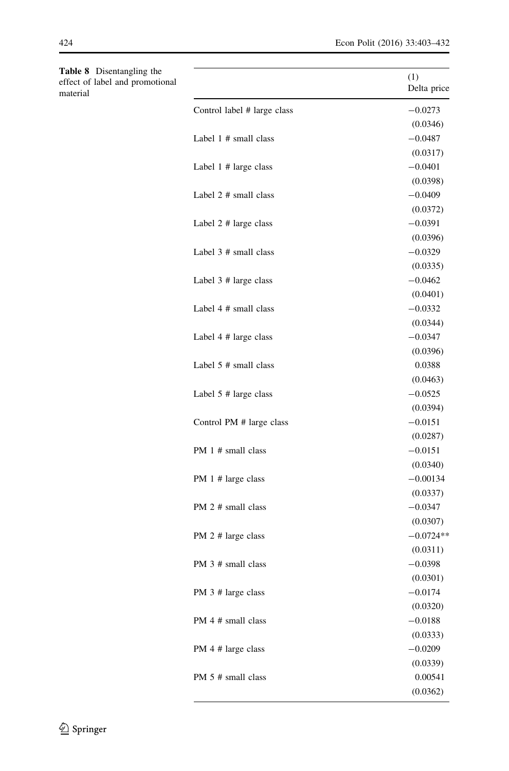**Table 8** Disentangling the effect of label and promotional material

| | (1)<br>Delta price |
|---|---|
| Control label # large class | −0.0273 |
| | (0.0346) |
| Label 1 # small class | −0.0487 |
| | (0.0317) |
| Label 1 # large class | −0.0401 |
| | (0.0398) |
| Label 2 # small class | −0.0409 |
| | (0.0372) |
| Label 2 # large class | −0.0391 |
| | (0.0396) |
| Label 3 # small class | −0.0329 |
| | (0.0335) |
| Label 3 # large class | −0.0462 |
| | (0.0401) |
| Label 4 # small class | −0.0332 |
| | (0.0344) |
| Label 4 # large class | −0.0347 |
| | (0.0396) |
| Label 5 # small class | 0.0388 |
| | (0.0463) |
| Label 5 # large class | −0.0525 |
| | (0.0394) |
| Control PM # large class | −0.0151 |
| | (0.0287) |
| PM 1 # small class | −0.0151 |
| | (0.0340) |
| PM 1 # large class | −0.00134 |
| | (0.0337) |
| PM 2 # small class | −0.0347 |
| | (0.0307) |
| PM 2 # large class | −0.0724** |
| | (0.0311) |
| PM 3 # small class | −0.0398 |
| | (0.0301) |
| PM 3 # large class | −0.0174 |
| | (0.0320) |
| PM 4 # small class | −0.0188 |
| | (0.0333) |
| PM 4 # large class | −0.0209 |
| | (0.0339) |
| PM 5 # small class | 0.00541 |
| | (0.0362) |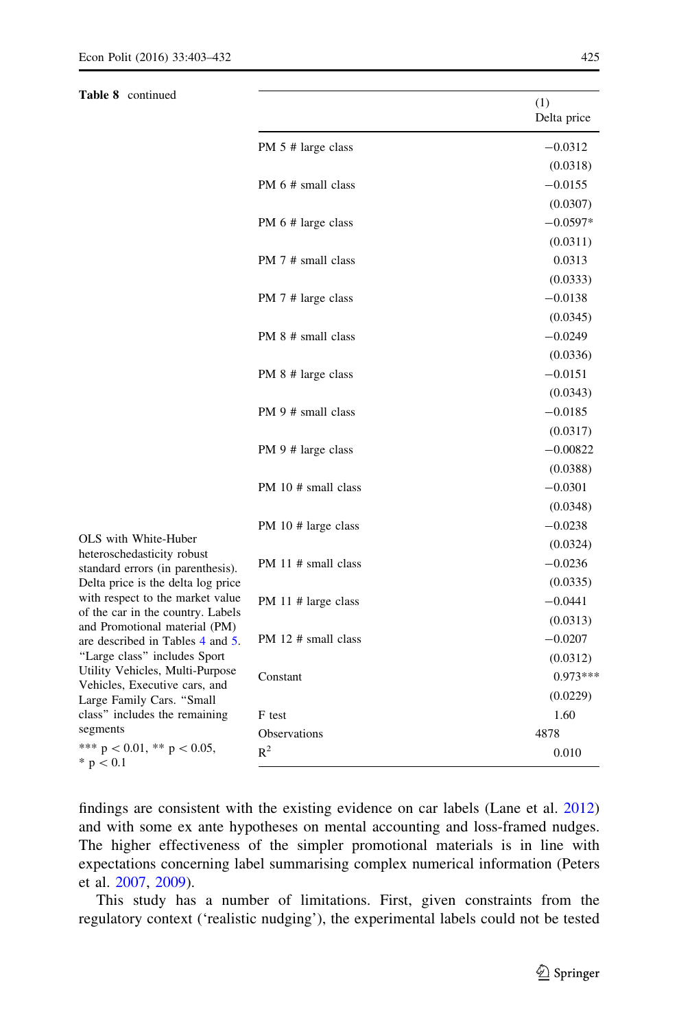**Table 8** continued

| | (1) Delta price |
|---|---|
| PM 5 # large class | −0.0312 |
| | (0.0318) |
| PM 6 # small class | −0.0155 |
| | (0.0307) |
| PM 6 # large class | −0.0597* |
| | (0.0311) |
| PM 7 # small class | 0.0313 |
| | (0.0333) |
| PM 7 # large class | −0.0138 |
| | (0.0345) |
| PM 8 # small class | −0.0249 |
| | (0.0336) |
| PM 8 # large class | −0.0151 |
| | (0.0343) |
| PM 9 # small class | −0.0185 |
| | (0.0317) |
| PM 9 # large class | −0.00822 |
| | (0.0388) |
| PM 10 # small class | −0.0301 |
| | (0.0348) |
| PM 10 # large class | −0.0238 |
| | (0.0324) |
| PM 11 # small class | −0.0236 |
| | (0.0335) |
| PM 11 # large class | −0.0441 |
| | (0.0313) |
| PM 12 # small class | −0.0207 |
| | (0.0312) |
| Constant | 0.973*** |
| | (0.0229) |
| F test | 1.60 |
| Observations | 4878 |
| $R^2$ | 0.010 |

OLS with White-Huber heteroschedasticity robust standard errors (in parenthesis). Delta price is the delta log price with respect to the market value of the car in the country. Labels and Promotional material (PM) are described in Tables 4 and 5. "Large class" includes Sport Utility Vehicles, Multi-Purpose Vehicles, Executive cars, and Large Family Cars. "Small class" includes the remaining segments

*** $p < 0.01$, ** $p < 0.05$, * $p < 0.1$

findings are consistent with the existing evidence on car labels (Lane et al. 2012) and with some ex ante hypotheses on mental accounting and loss-framed nudges. The higher effectiveness of the simpler promotional materials is in line with expectations concerning label summarising complex numerical information (Peters et al. 2007, 2009).

This study has a number of limitations. First, given constraints from the regulatory context ('realistic nudging'), the experimental labels could not be tested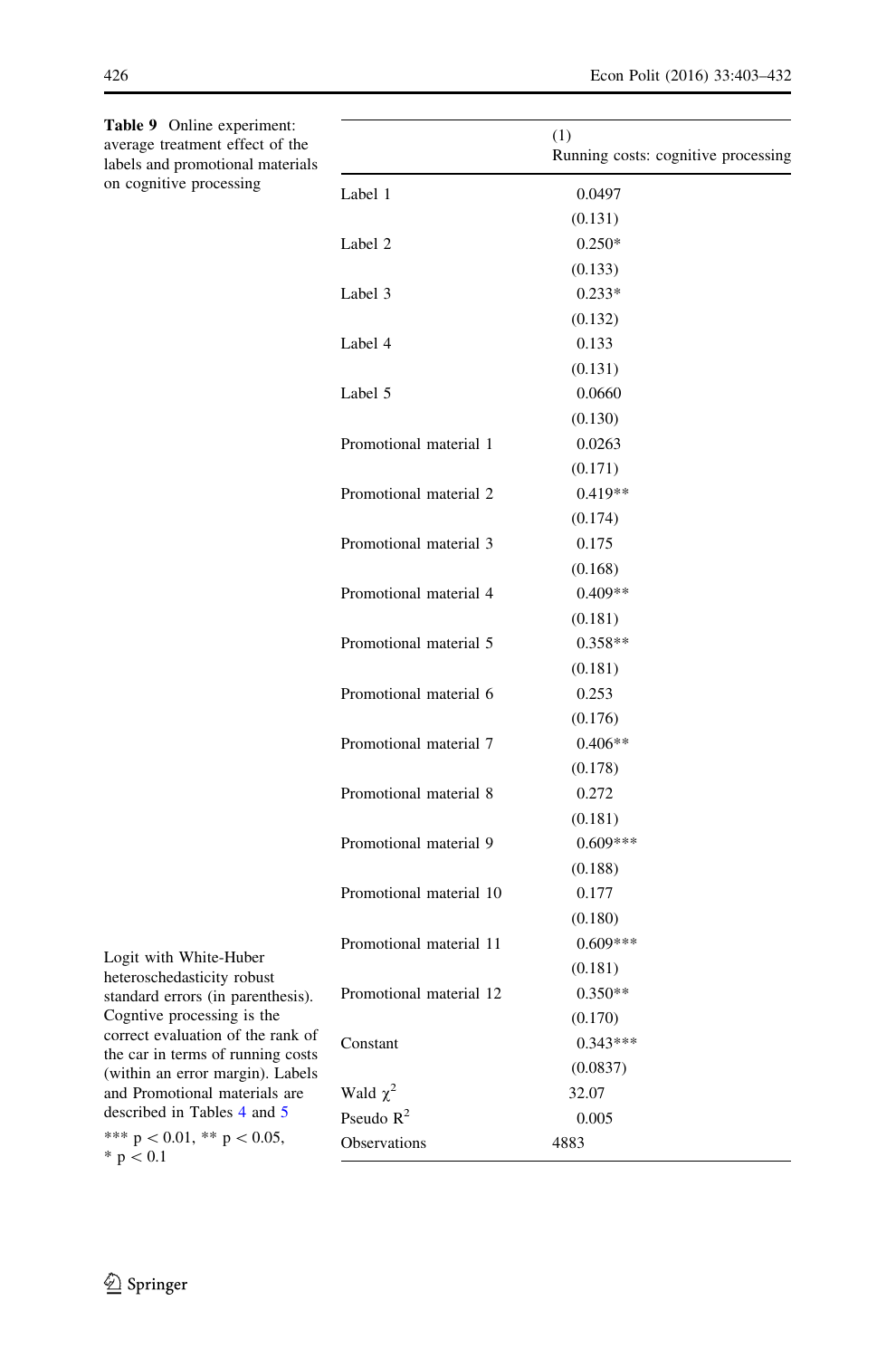**Table 9** Online experiment: average treatment effect of the labels and promotional materials on cognitive processing

| | (1) Running costs: cognitive processing |
|---|---|
| Label 1 | 0.0497 |
| | (0.131) |
| Label 2 | 0.250* |
| | (0.133) |
| Label 3 | 0.233* |
| | (0.132) |
| Label 4 | 0.133 |
| | (0.131) |
| Label 5 | 0.0660 |
| | (0.130) |
| Promotional material 1 | 0.0263 |
| | (0.171) |
| Promotional material 2 | 0.419** |
| | (0.174) |
| Promotional material 3 | 0.175 |
| | (0.168) |
| Promotional material 4 | 0.409** |
| | (0.181) |
| Promotional material 5 | 0.358** |
| | (0.181) |
| Promotional material 6 | 0.253 |
| | (0.176) |
| Promotional material 7 | 0.406** |
| | (0.178) |
| Promotional material 8 | 0.272 |
| | (0.181) |
| Promotional material 9 | 0.609*** |
| | (0.188) |
| Promotional material 10 | 0.177 |
| | (0.180) |
| Promotional material 11 | 0.609*** |
| | (0.181) |
| Promotional material 12 | 0.350** |
| | (0.170) |
| Constant | 0.343*** |
| | (0.0837) |
| Wald $\chi^2$ | 32.07 |
| Pseudo $R^2$ | 0.005 |
| Observations | 4883 |

Logit with White-Huber heteroschedasticity robust standard errors (in parenthesis). Cogntive processing is the correct evaluation of the rank of the car in terms of running costs (within an error margin). Labels and Promotional materials are described in Tables 4 and 5

*** $p < 0.01$, ** $p < 0.05$, * $p < 0.1$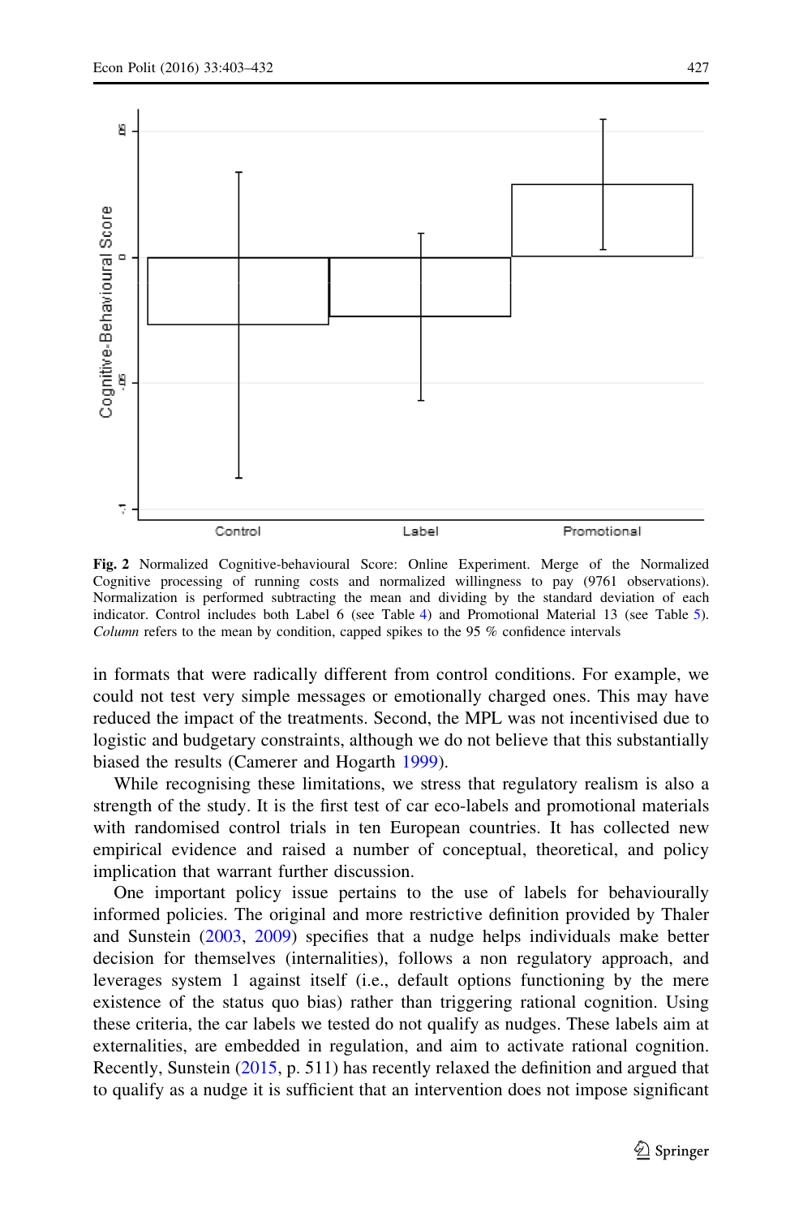**Fig. 2** Normalized Cognitive-behavioural Score: Online Experiment. Merge of the Normalized Cognitive processing of running costs and normalized willingness to pay (9761 observations). Normalization is performed subtracting the mean and dividing by the standard deviation of each indicator. Control includes both Label 6 (see Table 4) and Promotional Material 13 (see Table 5). *Column* refers to the mean by condition, capped spikes to the 95 % confidence intervals

in formats that were radically different from control conditions. For example, we could not test very simple messages or emotionally charged ones. This may have reduced the impact of the treatments. Second, the MPL was not incentivised due to logistic and budgetary constraints, although we do not believe that this substantially biased the results (Camerer and Hogarth 1999).

While recognising these limitations, we stress that regulatory realism is also a strength of the study. It is the first test of car eco-labels and promotional materials with randomised control trials in ten European countries. It has collected new empirical evidence and raised a number of conceptual, theoretical, and policy implication that warrant further discussion.

One important policy issue pertains to the use of labels for behaviourally informed policies. The original and more restrictive definition provided by Thaler and Sunstein (2003, 2009) specifies that a nudge helps individuals make better decision for themselves (internalities), follows a non regulatory approach, and leverages system 1 against itself (i.e., default options functioning by the mere existence of the status quo bias) rather than triggering rational cognition. Using these criteria, the car labels we tested do not qualify as nudges. These labels aim at externalities, are embedded in regulation, and aim to activate rational cognition. Recently, Sunstein (2015, p. 511) has recently relaxed the definition and argued that to qualify as a nudge it is sufficient that an intervention does not impose significant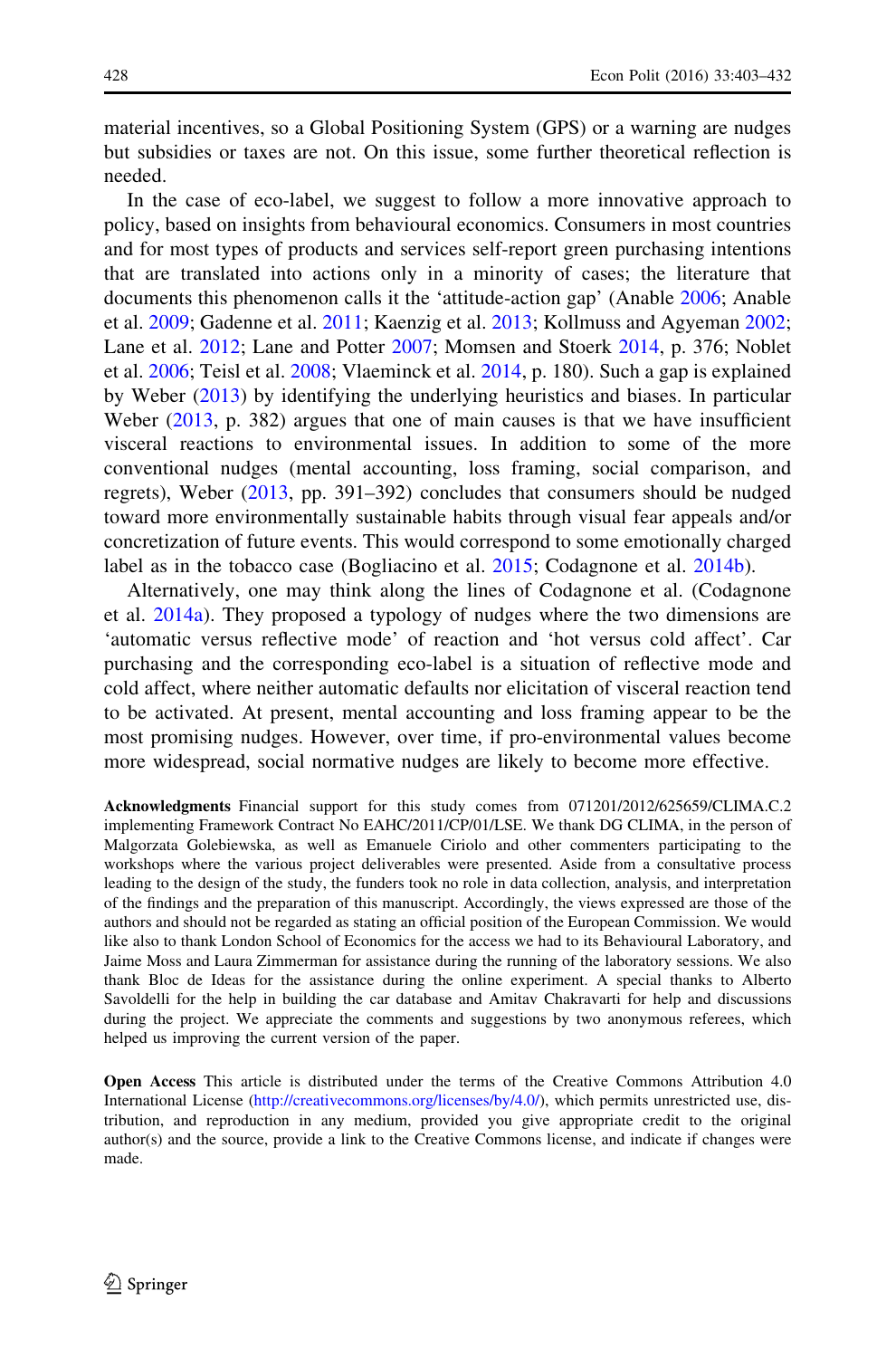material incentives, so a Global Positioning System (GPS) or a warning are nudges but subsidies or taxes are not. On this issue, some further theoretical reflection is needed.

In the case of eco-label, we suggest to follow a more innovative approach to policy, based on insights from behavioural economics. Consumers in most countries and for most types of products and services self-report green purchasing intentions that are translated into actions only in a minority of cases; the literature that documents this phenomenon calls it the 'attitude-action gap' (Anable 2006; Anable et al. 2009; Gadenne et al. 2011; Kaenzig et al. 2013; Kollmuss and Agyeman 2002; Lane et al. 2012; Lane and Potter 2007; Momsen and Stoerk 2014, p. 376; Noblet et al. 2006; Teisl et al. 2008; Vlaeminck et al. 2014, p. 180). Such a gap is explained by Weber (2013) by identifying the underlying heuristics and biases. In particular Weber (2013, p. 382) argues that one of main causes is that we have insufficient visceral reactions to environmental issues. In addition to some of the more conventional nudges (mental accounting, loss framing, social comparison, and regrets), Weber (2013, pp. 391–392) concludes that consumers should be nudged toward more environmentally sustainable habits through visual fear appeals and/or concretization of future events. This would correspond to some emotionally charged label as in the tobacco case (Bogliacino et al. 2015; Codagnone et al. 2014b).

Alternatively, one may think along the lines of Codagnone et al. (Codagnone et al. 2014a). They proposed a typology of nudges where the two dimensions are 'automatic versus reflective mode' of reaction and 'hot versus cold affect'. Car purchasing and the corresponding eco-label is a situation of reflective mode and cold affect, where neither automatic defaults nor elicitation of visceral reaction tend to be activated. At present, mental accounting and loss framing appear to be the most promising nudges. However, over time, if pro-environmental values become more widespread, social normative nudges are likely to become more effective.

**Acknowledgments** Financial support for this study comes from 071201/2012/625659/CLIMA.C.2 implementing Framework Contract No EAHC/2011/CP/01/LSE. We thank DG CLIMA, in the person of Malgorzata Golebiewska, as well as Emanuele Ciriolo and other commenters participating to the workshops where the various project deliverables were presented. Aside from a consultative process leading to the design of the study, the funders took no role in data collection, analysis, and interpretation of the findings and the preparation of this manuscript. Accordingly, the views expressed are those of the authors and should not be regarded as stating an official position of the European Commission. We would like also to thank London School of Economics for the access we had to its Behavioural Laboratory, and Jaime Moss and Laura Zimmerman for assistance during the running of the laboratory sessions. We also thank Bloc de Ideas for the assistance during the online experiment. A special thanks to Alberto Savoldelli for the help in building the car database and Amitav Chakravarti for help and discussions during the project. We appreciate the comments and suggestions by two anonymous referees, which helped us improving the current version of the paper.

**Open Access** This article is distributed under the terms of the Creative Commons Attribution 4.0 International License (http://creativecommons.org/licenses/by/4.0/), which permits unrestricted use, distribution, and reproduction in any medium, provided you give appropriate credit to the original author(s) and the source, provide a link to the Creative Commons license, and indicate if changes were made.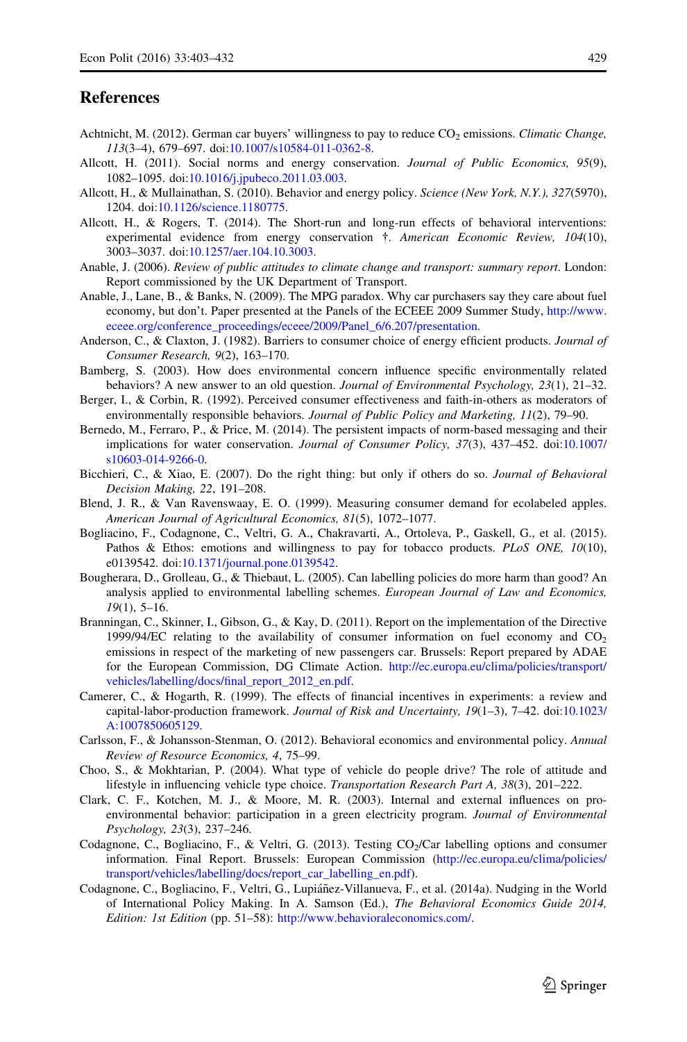## References

Achtnicht, M. (2012). German car buyers' willingness to pay to reduce $CO_2$ emissions. *Climatic Change, 113*(3–4), 679–697. doi:10.1007/s10584-011-0362-8.

Allcott, H. (2011). Social norms and energy conservation. *Journal of Public Economics, 95*(9), 1082–1095. doi:10.1016/j.jpubeco.2011.03.003.

Allcott, H., & Mullainathan, S. (2010). Behavior and energy policy. *Science (New York, N.Y.), 327*(5970), 1204. doi:10.1126/science.1180775.

Allcott, H., & Rogers, T. (2014). The Short-run and long-run effects of behavioral interventions: experimental evidence from energy conservation †. *American Economic Review, 104*(10), 3003–3037. doi:10.1257/aer.104.10.3003.

Anable, J. (2006). *Review of public attitudes to climate change and transport: summary report*. London: Report commissioned by the UK Department of Transport.

Anable, J., Lane, B., & Banks, N. (2009). The MPG paradox. Why car purchasers say they care about fuel economy, but don't. Paper presented at the Panels of the ECEEE 2009 Summer Study, http://www.eceee.org/conference_proceedings/eceee/2009/Panel_6/6.207/presentation.

Anderson, C., & Claxton, J. (1982). Barriers to consumer choice of energy efficient products. *Journal of Consumer Research, 9*(2), 163–170.

Bamberg, S. (2003). How does environmental concern influence specific environmentally related behaviors? A new answer to an old question. *Journal of Environmental Psychology, 23*(1), 21–32.

Berger, I., & Corbin, R. (1992). Perceived consumer effectiveness and faith-in-others as moderators of environmentally responsible behaviors. *Journal of Public Policy and Marketing, 11*(2), 79–90.

Bernedo, M., Ferraro, P., & Price, M. (2014). The persistent impacts of norm-based messaging and their implications for water conservation. *Journal of Consumer Policy, 37*(3), 437–452. doi:10.1007/s10603-014-9266-0.

Bicchieri, C., & Xiao, E. (2007). Do the right thing: but only if others do so. *Journal of Behavioral Decision Making, 22*, 191–208.

Blend, J. R., & Van Ravenswaay, E. O. (1999). Measuring consumer demand for ecolabeled apples. *American Journal of Agricultural Economics, 81*(5), 1072–1077.

Bogliacino, F., Codagnone, C., Veltri, G. A., Chakravarti, A., Ortoleva, P., Gaskell, G., et al. (2015). Pathos & Ethos: emotions and willingness to pay for tobacco products. *PLoS ONE, 10*(10), e0139542. doi:10.1371/journal.pone.0139542.

Bougherara, D., Grolleau, G., & Thiebaut, L. (2005). Can labelling policies do more harm than good? An analysis applied to environmental labelling schemes. *European Journal of Law and Economics, 19*(1), 5–16.

Branningan, C., Skinner, I., Gibson, G., & Kay, D. (2011). Report on the implementation of the Directive 1999/94/EC relating to the availability of consumer information on fuel economy and $CO_2$ emissions in respect of the marketing of new passengers car. Brussels: Report prepared by ADAE for the European Commission, DG Climate Action. http://ec.europa.eu/clima/policies/transport/vehicles/labelling/docs/final_report_2012_en.pdf.

Camerer, C., & Hogarth, R. (1999). The effects of financial incentives in experiments: a review and capital-labor-production framework. *Journal of Risk and Uncertainty, 19*(1–3), 7–42. doi:10.1023/A:1007850605129.

Carlsson, F., & Johansson-Stenman, O. (2012). Behavioral economics and environmental policy. *Annual Review of Resource Economics, 4*, 75–99.

Choo, S., & Mokhtarian, P. (2004). What type of vehicle do people drive? The role of attitude and lifestyle in influencing vehicle type choice. *Transportation Research Part A, 38*(3), 201–222.

Clark, C. F., Kotchen, M. J., & Moore, M. R. (2003). Internal and external influences on pro-environmental behavior: participation in a green electricity program. *Journal of Environmental Psychology, 23*(3), 237–246.

Codagnone, C., Bogliacino, F., & Veltri, G. (2013). Testing $CO_2$/Car labelling options and consumer information. Final Report. Brussels: European Commission (http://ec.europa.eu/clima/policies/transport/vehicles/labelling/docs/report_car_labelling_en.pdf).

Codagnone, C., Bogliacino, F., Veltri, G., Lupiáñez-Villanueva, F., et al. (2014a). Nudging in the World of International Policy Making. In A. Samson (Ed.), *The Behavioral Economics Guide 2014, Edition: 1st Edition* (pp. 51–58): http://www.behavioraleconomics.com/.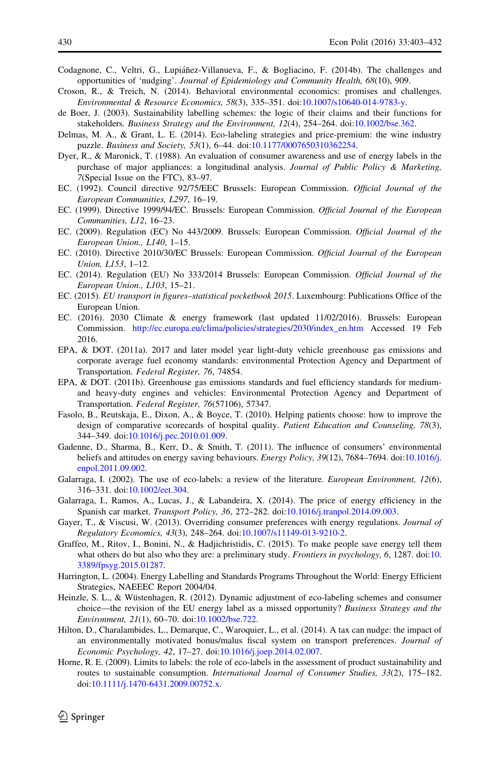Codagnone, C., Veltri, G., Lupiáñez-Villanueva, F., & Bogliacino, F. (2014b). The challenges and opportunities of 'nudging'. *Journal of Epidemiology and Community Health, 68*(10), 909.

Croson, R., & Treich, N. (2014). Behavioral environmental economics: promises and challenges. *Environmental & Resource Economics, 58*(3), 335–351. doi:10.1007/s10640-014-9783-y.

de Boer, J. (2003). Sustainability labelling schemes: the logic of their claims and their functions for stakeholders. *Business Strategy and the Environment, 12*(4), 254–264. doi:10.1002/bse.362.

Delmas, M. A., & Grant, L. E. (2014). Eco-labeling strategies and price-premium: the wine industry puzzle. *Business and Society, 53*(1), 6–44. doi:10.1177/0007650310362254.

Dyer, R., & Maronick, T. (1988). An evaluation of consumer awareness and use of energy labels in the purchase of major appliances: a longitudinal analysis. *Journal of Public Policy & Marketing, 7*(Special Issue on the FTC), 83–97.

EC. (1992). Council directive 92/75/EEC Brussels: European Commission. *Official Journal of the European Communities, L297*, 16–19.

EC. (1999). Directive 1999/94/EC. Brussels: European Commission. *Official Journal of the European Communities, L12*, 16–23.

EC. (2009). Regulation (EC) No 443/2009. Brussels: European Commission. *Official Journal of the European Union., L140*, 1–15.

EC. (2010). Directive 2010/30/EC Brussels: European Commission. *Official Journal of the European Union, L153*, 1–12.

EC. (2014). Regulation (EU) No 333/2014 Brussels: European Commission. *Official Journal of the European Union., L103*, 15–21.

EC. (2015). *EU transport in figures–statistical pocketbook 2015*. Luxembourg: Publications Office of the European Union.

EC. (2016). 2030 Climate & energy framework (last updated 11/02/2016). Brussels: European Commission. http://ec.europa.eu/clima/policies/strategies/2030/index_en.htm Accessed 19 Feb 2016.

EPA, & DOT. (2011a). 2017 and later model year light-duty vehicle greenhouse gas emissions and corporate average fuel economy standards: environmental Protection Agency and Department of Transportation. *Federal Register, 76*, 74854.

EPA, & DOT. (2011b). Greenhouse gas emissions standards and fuel efficiency standards for medium- and heavy-duty engines and vehicles: Environmental Protection Agency and Department of Transportation. *Federal Register, 76*(57106), 57347.

Fasolo, B., Reutskaja, E., Dixon, A., & Boyce, T. (2010). Helping patients choose: how to improve the design of comparative scorecards of hospital quality. *Patient Education and Counseling, 78*(3), 344–349. doi:10.1016/j.pec.2010.01.009.

Gadenne, D., Sharma, B., Kerr, D., & Smith, T. (2011). The influence of consumers' environmental beliefs and attitudes on energy saving behaviours. *Energy Policy, 39*(12), 7684–7694. doi:10.1016/j.enpol.2011.09.002.

Galarraga, I. (2002). The use of eco-labels: a review of the literature. *European Environment, 12*(6), 316–331. doi:10.1002/eet.304.

Galarraga, I., Ramos, A., Lucas, J., & Labandeira, X. (2014). The price of energy efficiency in the Spanish car market. *Transport Policy, 36*, 272–282. doi:10.1016/j.tranpol.2014.09.003.

Gayer, T., & Viscusi, W. (2013). Overriding consumer preferences with energy regulations. *Journal of Regulatory Economics, 43*(3), 248–264. doi:10.1007/s11149-013-9210-2.

Graffeo, M., Ritov, I., Bonini, N., & Hadjichristidis, C. (2015). To make people save energy tell them what others do but also who they are: a preliminary study. *Frontiers in psychology, 6*, 1287. doi:10.3389/fpsyg.2015.01287.

Harrington, L. (2004). Energy Labelling and Standards Programs Throughout the World: Energy Efficient Strategies, NAEEEC Report 2004/04.

Heinzle, S. L., & Wüstenhagen, R. (2012). Dynamic adjustment of eco-labeling schemes and consumer choice—the revision of the EU energy label as a missed opportunity? *Business Strategy and the Environment, 21*(1), 60–70. doi:10.1002/bse.722.

Hilton, D., Charalambides, L., Demarque, C., Waroquier, L., et al. (2014). A tax can nudge: the impact of an environmentally motivated bonus/malus fiscal system on transport preferences. *Journal of Economic Psychology, 42*, 17–27. doi:10.1016/j.joep.2014.02.007.

Horne, R. E. (2009). Limits to labels: the role of eco-labels in the assessment of product sustainability and routes to sustainable consumption. *International Journal of Consumer Studies, 33*(2), 175–182. doi:10.1111/j.1470-6431.2009.00752.x.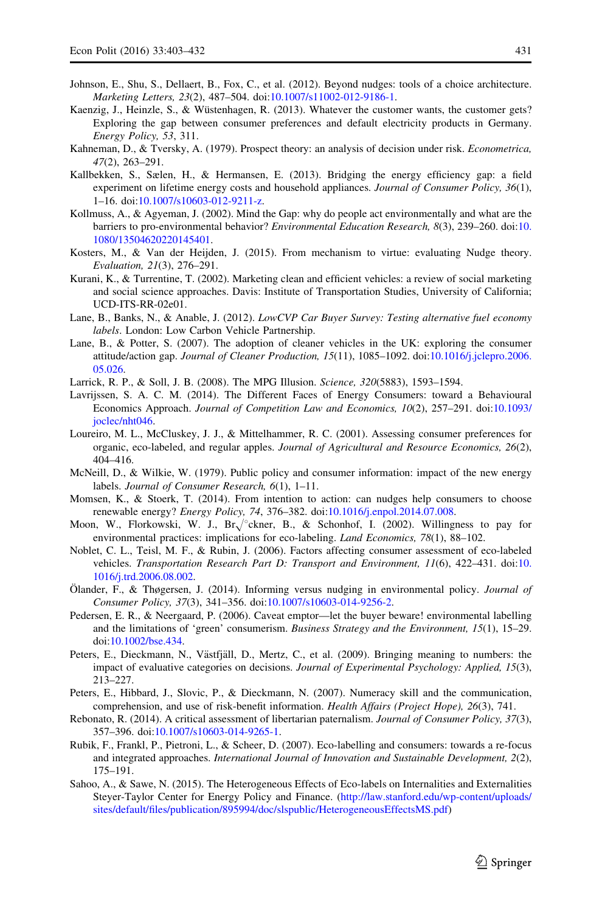Johnson, E., Shu, S., Dellaert, B., Fox, C., et al. (2012). Beyond nudges: tools of a choice architecture. *Marketing Letters, 23*(2), 487–504. doi:10.1007/s11002-012-9186-1.

Kaenzig, J., Heinzle, S., & Wüstenhagen, R. (2013). Whatever the customer wants, the customer gets? Exploring the gap between consumer preferences and default electricity products in Germany. *Energy Policy, 53*, 311.

Kahneman, D., & Tversky, A. (1979). Prospect theory: an analysis of decision under risk. *Econometrica, 47*(2), 263–291.

Kallbekken, S., Sælen, H., & Hermansen, E. (2013). Bridging the energy efficiency gap: a field experiment on lifetime energy costs and household appliances. *Journal of Consumer Policy, 36*(1), 1–16. doi:10.1007/s10603-012-9211-z.

Kollmuss, A., & Agyeman, J. (2002). Mind the Gap: why do people act environmentally and what are the barriers to pro-environmental behavior? *Environmental Education Research, 8*(3), 239–260. doi:10.1080/13504620220145401.

Kosters, M., & Van der Heijden, J. (2015). From mechanism to virtue: evaluating Nudge theory. *Evaluation, 21*(3), 276–291.

Kurani, K., & Turrentine, T. (2002). Marketing clean and efficient vehicles: a review of social marketing and social science approaches. Davis: Institute of Transportation Studies, University of California; UCD-ITS-RR-02e01.

Lane, B., Banks, N., & Anable, J. (2012). *LowCVP Car Buyer Survey: Testing alternative fuel economy labels*. London: Low Carbon Vehicle Partnership.

Lane, B., & Potter, S. (2007). The adoption of cleaner vehicles in the UK: exploring the consumer attitude/action gap. *Journal of Cleaner Production, 15*(11), 1085–1092. doi:10.1016/j.jclepro.2006.05.026.

Larrick, R. P., & Soll, J. B. (2008). The MPG Illusion. *Science, 320*(5883), 1593–1594.

Lavrijssen, S. A. C. M. (2014). The Different Faces of Energy Consumers: toward a Behavioural Economics Approach. *Journal of Competition Law and Economics, 10*(2), 257–291. doi:10.1093/joclec/nht046.

Loureiro, M. L., McCluskey, J. J., & Mittelhammer, R. C. (2001). Assessing consumer preferences for organic, eco-labeled, and regular apples. *Journal of Agricultural and Resource Economics, 26*(2), 404–416.

McNeill, D., & Wilkie, W. (1979). Public policy and consumer information: impact of the new energy labels. *Journal of Consumer Research, 6*(1), 1–11.

Momsen, K., & Stoerk, T. (2014). From intention to action: can nudges help consumers to choose renewable energy? *Energy Policy, 74*, 376–382. doi:10.1016/j.enpol.2014.07.008.

Moon, W., Florkowski, W. J., Br√°ckner, B., & Schonhof, I. (2002). Willingness to pay for environmental practices: implications for eco-labeling. *Land Economics, 78*(1), 88–102.

Noblet, C. L., Teisl, M. F., & Rubin, J. (2006). Factors affecting consumer assessment of eco-labeled vehicles. *Transportation Research Part D: Transport and Environment, 11*(6), 422–431. doi:10.1016/j.trd.2006.08.002.

Ölander, F., & Thøgersen, J. (2014). Informing versus nudging in environmental policy. *Journal of Consumer Policy, 37*(3), 341–356. doi:10.1007/s10603-014-9256-2.

Pedersen, E. R., & Neergaard, P. (2006). Caveat emptor—let the buyer beware! environmental labelling and the limitations of 'green' consumerism. *Business Strategy and the Environment, 15*(1), 15–29. doi:10.1002/bse.434.

Peters, E., Dieckmann, N., Västfjäll, D., Mertz, C., et al. (2009). Bringing meaning to numbers: the impact of evaluative categories on decisions. *Journal of Experimental Psychology: Applied, 15*(3), 213–227.

Peters, E., Hibbard, J., Slovic, P., & Dieckmann, N. (2007). Numeracy skill and the communication, comprehension, and use of risk-benefit information. *Health Affairs (Project Hope), 26*(3), 741.

Rebonato, R. (2014). A critical assessment of libertarian paternalism. *Journal of Consumer Policy, 37*(3), 357–396. doi:10.1007/s10603-014-9265-1.

Rubik, F., Frankl, P., Pietroni, L., & Scheer, D. (2007). Eco-labelling and consumers: towards a re-focus and integrated approaches. *International Journal of Innovation and Sustainable Development, 2*(2), 175–191.

Sahoo, A., & Sawe, N. (2015). The Heterogeneous Effects of Eco-labels on Internalities and Externalities Steyer-Taylor Center for Energy Policy and Finance. (http://law.stanford.edu/wp-content/uploads/sites/default/files/publication/895994/doc/slspublic/HeterogeneousEffectsMS.pdf)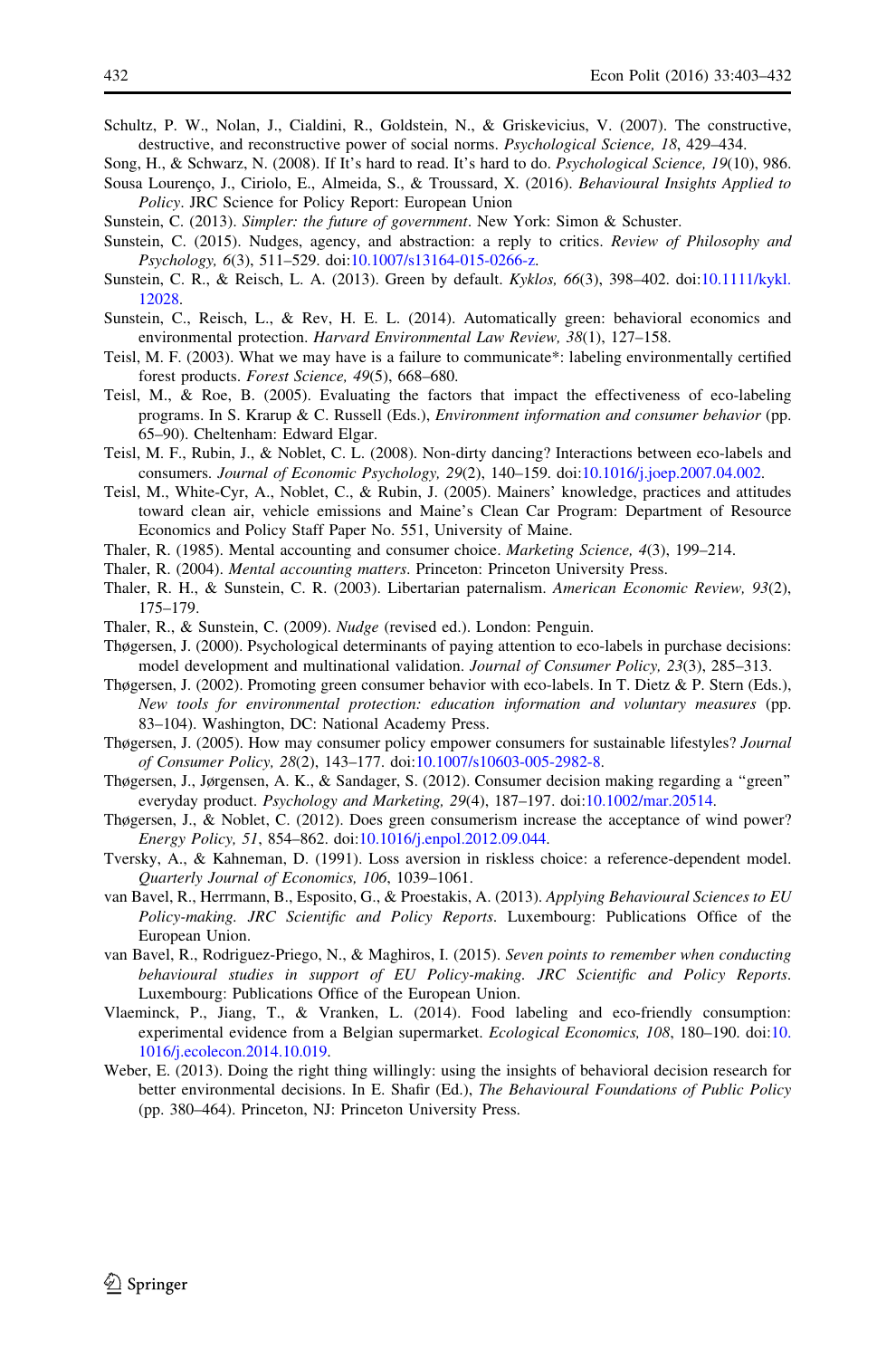Schultz, P. W., Nolan, J., Cialdini, R., Goldstein, N., & Griskevicius, V. (2007). The constructive, destructive, and reconstructive power of social norms. *Psychological Science, 18*, 429–434.

Song, H., & Schwarz, N. (2008). If It's hard to read. It's hard to do. *Psychological Science, 19*(10), 986.

Sousa Lourenço, J., Ciriolo, E., Almeida, S., & Troussard, X. (2016). *Behavioural Insights Applied to Policy*. JRC Science for Policy Report: European Union

Sunstein, C. (2013). *Simpler: the future of government*. New York: Simon & Schuster.

Sunstein, C. (2015). Nudges, agency, and abstraction: a reply to critics. *Review of Philosophy and Psychology, 6*(3), 511–529. doi:10.1007/s13164-015-0266-z.

Sunstein, C. R., & Reisch, L. A. (2013). Green by default. *Kyklos, 66*(3), 398–402. doi:10.1111/kykl.12028.

Sunstein, C., Reisch, L., & Rev, H. E. L. (2014). Automatically green: behavioral economics and environmental protection. *Harvard Environmental Law Review, 38*(1), 127–158.

Teisl, M. F. (2003). What we may have is a failure to communicate*: labeling environmentally certified forest products. *Forest Science, 49*(5), 668–680.

Teisl, M., & Roe, B. (2005). Evaluating the factors that impact the effectiveness of eco-labeling programs. In S. Krarup & C. Russell (Eds.), *Environment information and consumer behavior* (pp. 65–90). Cheltenham: Edward Elgar.

Teisl, M. F., Rubin, J., & Noblet, C. L. (2008). Non-dirty dancing? Interactions between eco-labels and consumers. *Journal of Economic Psychology, 29*(2), 140–159. doi:10.1016/j.joep.2007.04.002.

Teisl, M., White-Cyr, A., Noblet, C., & Rubin, J. (2005). Mainers' knowledge, practices and attitudes toward clean air, vehicle emissions and Maine's Clean Car Program: Department of Resource Economics and Policy Staff Paper No. 551, University of Maine.

Thaler, R. (1985). Mental accounting and consumer choice. *Marketing Science, 4*(3), 199–214.

Thaler, R. (2004). *Mental accounting matters*. Princeton: Princeton University Press.

Thaler, R. H., & Sunstein, C. R. (2003). Libertarian paternalism. *American Economic Review, 93*(2), 175–179.

Thaler, R., & Sunstein, C. (2009). *Nudge* (revised ed.). London: Penguin.

Thøgersen, J. (2000). Psychological determinants of paying attention to eco-labels in purchase decisions: model development and multinational validation. *Journal of Consumer Policy, 23*(3), 285–313.

Thøgersen, J. (2002). Promoting green consumer behavior with eco-labels. In T. Dietz & P. Stern (Eds.), *New tools for environmental protection: education information and voluntary measures* (pp. 83–104). Washington, DC: National Academy Press.

Thøgersen, J. (2005). How may consumer policy empower consumers for sustainable lifestyles? *Journal of Consumer Policy, 28*(2), 143–177. doi:10.1007/s10603-005-2982-8.

Thøgersen, J., Jørgensen, A. K., & Sandager, S. (2012). Consumer decision making regarding a "green" everyday product. *Psychology and Marketing, 29*(4), 187–197. doi:10.1002/mar.20514.

Thøgersen, J., & Noblet, C. (2012). Does green consumerism increase the acceptance of wind power? *Energy Policy, 51*, 854–862. doi:10.1016/j.enpol.2012.09.044.

Tversky, A., & Kahneman, D. (1991). Loss aversion in riskless choice: a reference-dependent model. *Quarterly Journal of Economics, 106*, 1039–1061.

van Bavel, R., Herrmann, B., Esposito, G., & Proestakis, A. (2013). *Applying Behavioural Sciences to EU Policy-making. JRC Scientific and Policy Reports*. Luxembourg: Publications Office of the European Union.

van Bavel, R., Rodriguez-Priego, N., & Maghiros, I. (2015). *Seven points to remember when conducting behavioural studies in support of EU Policy-making. JRC Scientific and Policy Reports*. Luxembourg: Publications Office of the European Union.

Vlaeminck, P., Jiang, T., & Vranken, L. (2014). Food labeling and eco-friendly consumption: experimental evidence from a Belgian supermarket. *Ecological Economics, 108*, 180–190. doi:10.1016/j.ecolecon.2014.10.019.

Weber, E. (2013). Doing the right thing willingly: using the insights of behavioral decision research for better environmental decisions. In E. Shafir (Ed.), *The Behavioural Foundations of Public Policy* (pp. 380–464). Princeton, NJ: Princeton University Press.